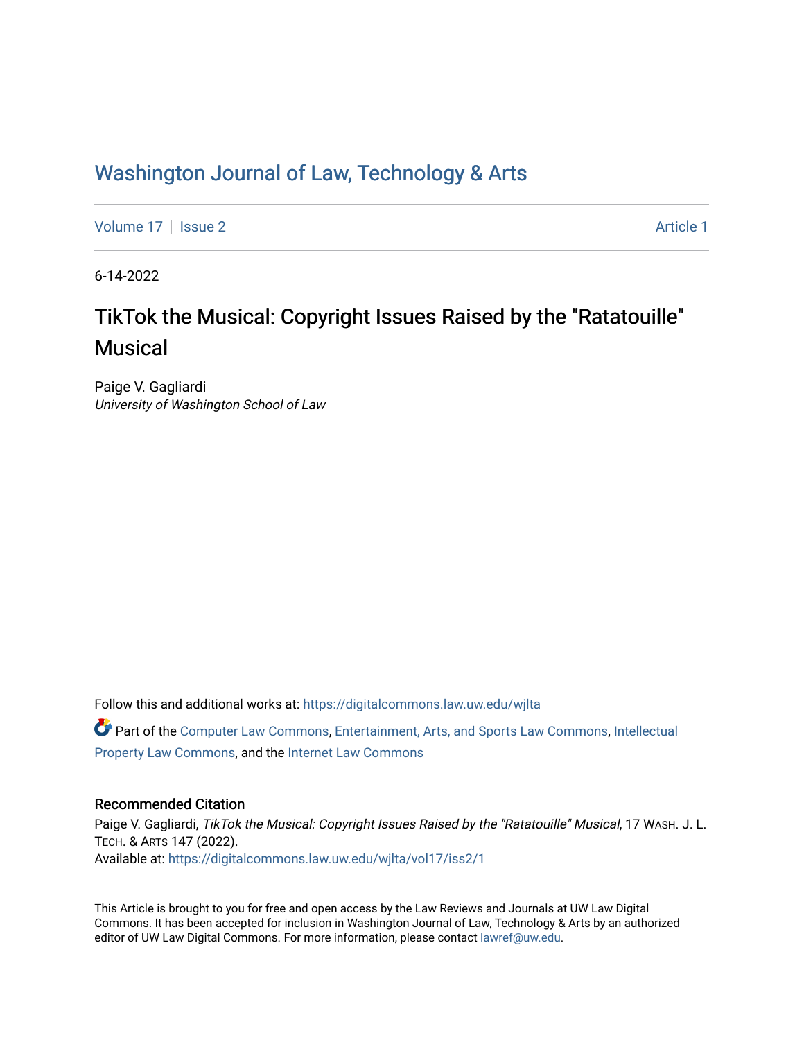# Washington Journal of Law, Technology & Arts

Volume 17 | Issue 2 | Article 1

6-14-2022

## TikTok the Musical: Copyright Issues Raised by the "Ratatouille" Musical

Paige V. Gagliardi
*University of Washington School of Law*

Follow this and additional works at: https://digitalcommons.law.uw.edu/wjlta

Part of the Computer Law Commons, Entertainment, Arts, and Sports Law Commons, Intellectual Property Law Commons, and the Internet Law Commons

### Recommended Citation

Paige V. Gagliardi, *TikTok the Musical: Copyright Issues Raised by the "Ratatouille" Musical*, 17 WASH. J. L. TECH. & ARTS 147 (2022).
Available at: https://digitalcommons.law.uw.edu/wjlta/vol17/iss2/1

This Article is brought to you for free and open access by the Law Reviews and Journals at UW Law Digital Commons. It has been accepted for inclusion in Washington Journal of Law, Technology & Arts by an authorized editor of UW Law Digital Commons. For more information, please contact lawref@uw.edu.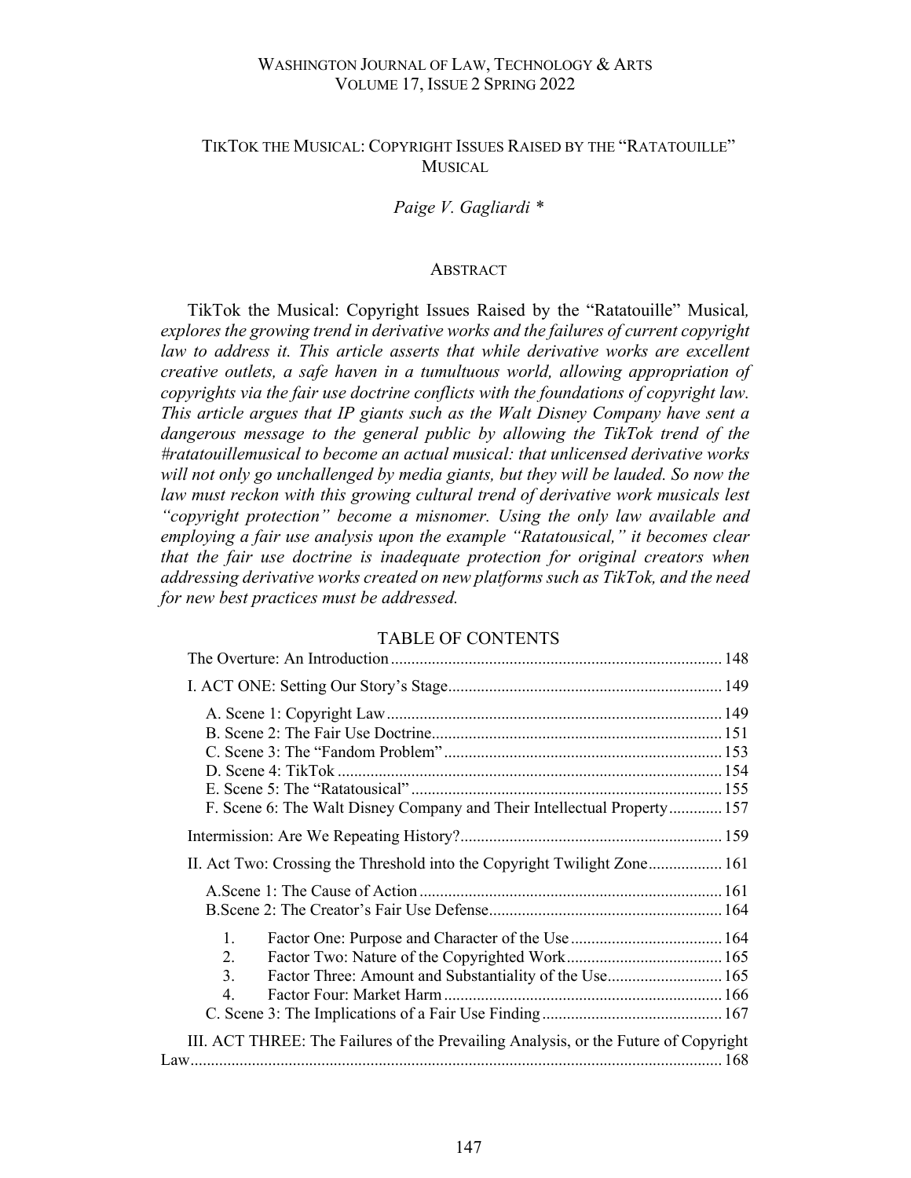WASHINGTON JOURNAL OF LAW, TECHNOLOGY & ARTS
VOLUME 17, ISSUE 2 SPRING 2022

# TIKTOK THE MUSICAL: COPYRIGHT ISSUES RAISED BY THE "RATATOUILLE" MUSICAL

*Paige V. Gagliardi \**

## ABSTRACT

TikTok the Musical: Copyright Issues Raised by the "Ratatouille" Musical*, explores the growing trend in derivative works and the failures of current copyright law to address it. This article asserts that while derivative works are excellent creative outlets, a safe haven in a tumultuous world, allowing appropriation of copyrights via the fair use doctrine conflicts with the foundations of copyright law. This article argues that IP giants such as the Walt Disney Company have sent a dangerous message to the general public by allowing the TikTok trend of the #ratatouillemusical to become an actual musical: that unlicensed derivative works will not only go unchallenged by media giants, but they will be lauded. So now the law must reckon with this growing cultural trend of derivative work musicals lest "copyright protection" become a misnomer. Using the only law available and employing a fair use analysis upon the example "Ratatousical," it becomes clear that the fair use doctrine is inadequate protection for original creators when addressing derivative works created on new platforms such as TikTok, and the need for new best practices must be addressed.*

## TABLE OF CONTENTS

The Overture: An Introduction ... 148

I. ACT ONE: Setting Our Story's Stage ... 149

- A. Scene 1: Copyright Law ... 149
- B. Scene 2: The Fair Use Doctrine ... 151
- C. Scene 3: The "Fandom Problem" ... 153
- D. Scene 4: TikTok ... 154
- E. Scene 5: The "Ratatousical" ... 155
- F. Scene 6: The Walt Disney Company and Their Intellectual Property ... 157

Intermission: Are We Repeating History? ... 159

II. Act Two: Crossing the Threshold into the Copyright Twilight Zone ... 161

- A. Scene 1: The Cause of Action ... 161
- B. Scene 2: The Creator's Fair Use Defense ... 164
  1. Factor One: Purpose and Character of the Use ... 164
  2. Factor Two: Nature of the Copyrighted Work ... 165
  3. Factor Three: Amount and Substantiality of the Use ... 165
  4. Factor Four: Market Harm ... 166
- C. Scene 3: The Implications of a Fair Use Finding ... 167

III. ACT THREE: The Failures of the Prevailing Analysis, or the Future of Copyright Law ... 168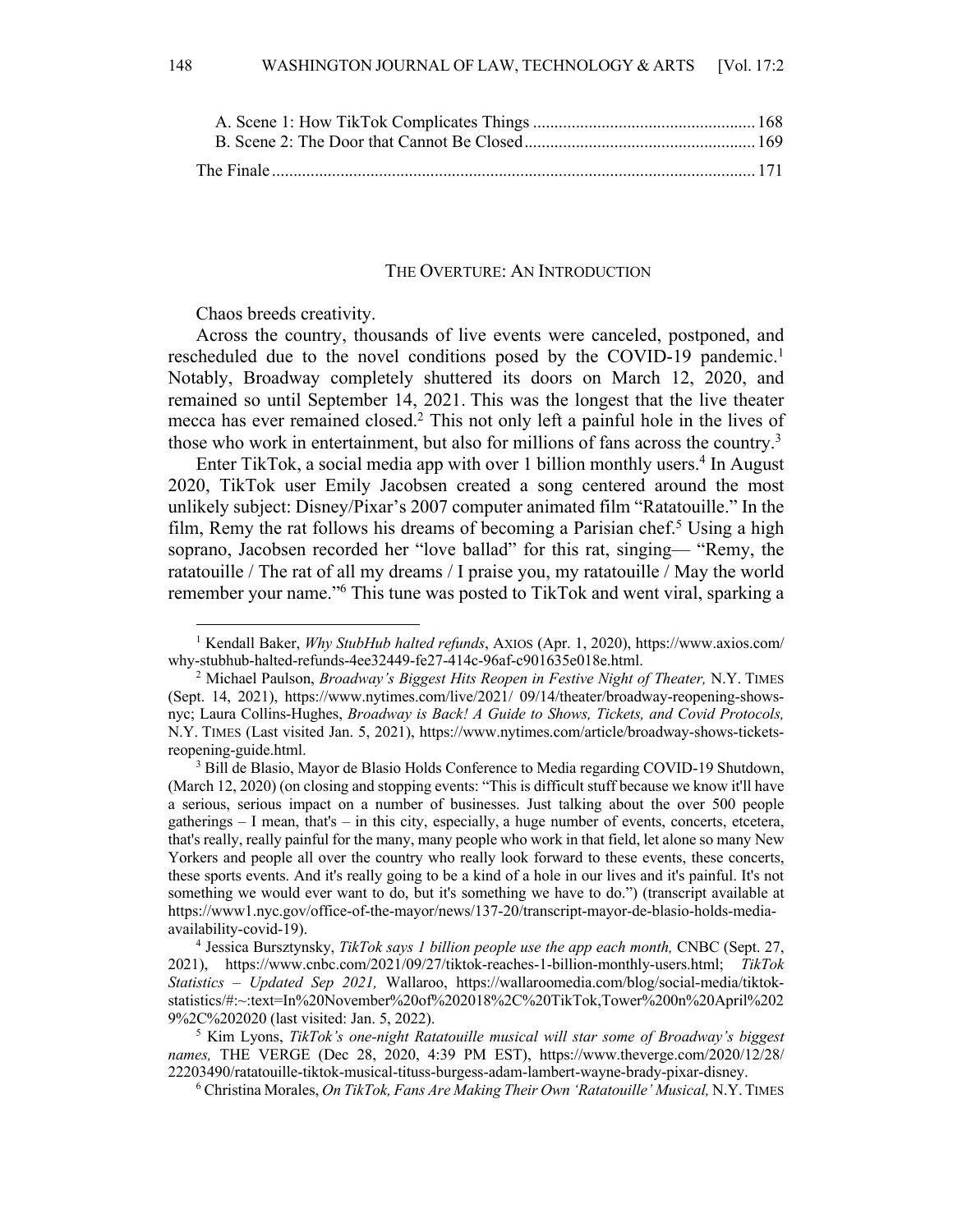A. Scene 1: How TikTok Complicates Things .................................................... 168
B. Scene 2: The Door that Cannot Be Closed ..................................................... 169

The Finale ................................................................................................................. 171

## THE OVERTURE: AN INTRODUCTION

Chaos breeds creativity.

Across the country, thousands of live events were canceled, postponed, and rescheduled due to the novel conditions posed by the COVID-19 pandemic.[1] Notably, Broadway completely shuttered its doors on March 12, 2020, and remained so until September 14, 2021. This was the longest that the live theater mecca has ever remained closed.[2] This not only left a painful hole in the lives of those who work in entertainment, but also for millions of fans across the country.[3]

Enter TikTok, a social media app with over 1 billion monthly users.[4] In August 2020, TikTok user Emily Jacobsen created a song centered around the most unlikely subject: Disney/Pixar's 2007 computer animated film "Ratatouille." In the film, Remy the rat follows his dreams of becoming a Parisian chef.[5] Using a high soprano, Jacobsen recorded her "love ballad" for this rat, singing— "Remy, the ratatouille / The rat of all my dreams / I praise you, my ratatouille / May the world remember your name."[6] This tune was posted to TikTok and went viral, sparking a

---

[1] Kendall Baker, *Why StubHub halted refunds*, AXIOS (Apr. 1, 2020), https://www.axios.com/why-stubhub-halted-refunds-4ee32449-fe27-414c-96af-c901635e018e.html.

[2] Michael Paulson, *Broadway's Biggest Hits Reopen in Festive Night of Theater,* N.Y. TIMES (Sept. 14, 2021), https://www.nytimes.com/live/2021/ 09/14/theater/broadway-reopening-shows-nyc; Laura Collins-Hughes, *Broadway is Back! A Guide to Shows, Tickets, and Covid Protocols,* N.Y. TIMES (Last visited Jan. 5, 2021), https://www.nytimes.com/article/broadway-shows-tickets-reopening-guide.html.

[3] Bill de Blasio, Mayor de Blasio Holds Conference to Media regarding COVID-19 Shutdown, (March 12, 2020) (on closing and stopping events: "This is difficult stuff because we know it'll have a serious, serious impact on a number of businesses. Just talking about the over 500 people gatherings – I mean, that's – in this city, especially, a huge number of events, concerts, etcetera, that's really, really painful for the many, many people who work in that field, let alone so many New Yorkers and people all over the country who really look forward to these events, these concerts, these sports events. And it's really going to be a kind of a hole in our lives and it's painful. It's not something we would ever want to do, but it's something we have to do.") (transcript available at https://www1.nyc.gov/office-of-the-mayor/news/137-20/transcript-mayor-de-blasio-holds-media-availability-covid-19).

[4] Jessica Bursztynsky, *TikTok says 1 billion people use the app each month,* CNBC (Sept. 27, 2021), https://www.cnbc.com/2021/09/27/tiktok-reaches-1-billion-monthly-users.html; *TikTok Statistics – Updated Sep 2021,* Wallaroo, https://wallaroomedia.com/blog/social-media/tiktok-statistics/#:~:text=In%20November%20of%202018%2C%20TikTok,Tower%200n%20April%2029%2C%202020 (last visited: Jan. 5, 2022).

[5] Kim Lyons, *TikTok's one-night Ratatouille musical will star some of Broadway's biggest names,* THE VERGE (Dec 28, 2020, 4:39 PM EST), https://www.theverge.com/2020/12/28/22203490/ratatouille-tiktok-musical-tituss-burgess-adam-lambert-wayne-brady-pixar-disney.

[6] Christina Morales, *On TikTok, Fans Are Making Their Own 'Ratatouille' Musical,* N.Y. TIMES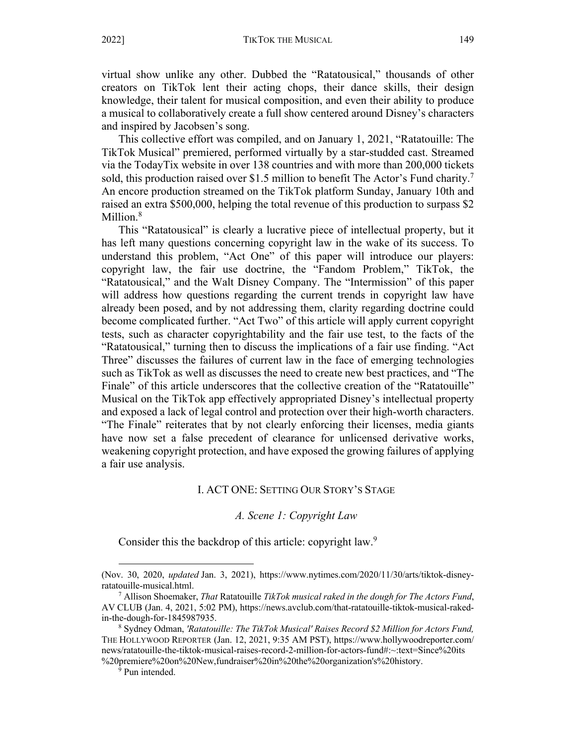virtual show unlike any other. Dubbed the "Ratatousical," thousands of other creators on TikTok lent their acting chops, their dance skills, their design knowledge, their talent for musical composition, and even their ability to produce a musical to collaboratively create a full show centered around Disney's characters and inspired by Jacobsen's song.

This collective effort was compiled, and on January 1, 2021, "Ratatouille: The TikTok Musical" premiered, performed virtually by a star-studded cast. Streamed via the TodayTix website in over 138 countries and with more than 200,000 tickets sold, this production raised over $1.5 million to benefit The Actor's Fund charity.[7] An encore production streamed on the TikTok platform Sunday, January 10th and raised an extra $500,000, helping the total revenue of this production to surpass $2 Million.[8]

This "Ratatousical" is clearly a lucrative piece of intellectual property, but it has left many questions concerning copyright law in the wake of its success. To understand this problem, "Act One" of this paper will introduce our players: copyright law, the fair use doctrine, the "Fandom Problem," TikTok, the "Ratatousical," and the Walt Disney Company. The "Intermission" of this paper will address how questions regarding the current trends in copyright law have already been posed, and by not addressing them, clarity regarding doctrine could become complicated further. "Act Two" of this article will apply current copyright tests, such as character copyrightability and the fair use test, to the facts of the "Ratatousical," turning then to discuss the implications of a fair use finding. "Act Three" discusses the failures of current law in the face of emerging technologies such as TikTok as well as discusses the need to create new best practices, and "The Finale" of this article underscores that the collective creation of the "Ratatouille" Musical on the TikTok app effectively appropriated Disney's intellectual property and exposed a lack of legal control and protection over their high-worth characters. "The Finale" reiterates that by not clearly enforcing their licenses, media giants have now set a false precedent of clearance for unlicensed derivative works, weakening copyright protection, and have exposed the growing failures of applying a fair use analysis.

## I. ACT ONE: SETTING OUR STORY'S STAGE

### *A. Scene 1: Copyright Law*

Consider this the backdrop of this article: copyright law.[9]

---

(Nov. 30, 2020, *updated* Jan. 3, 2021), https://www.nytimes.com/2020/11/30/arts/tiktok-disney-ratatouille-musical.html.

[7] Allison Shoemaker, *That* Ratatouille *TikTok musical raked in the dough for The Actors Fund*, AV CLUB (Jan. 4, 2021, 5:02 PM), https://news.avclub.com/that-ratatouille-tiktok-musical-raked-in-the-dough-for-1845987935.

[8] Sydney Odman, *'Ratatouille: The TikTok Musical' Raises Record $2 Million for Actors Fund,* THE HOLLYWOOD REPORTER (Jan. 12, 2021, 9:35 AM PST), https://www.hollywoodreporter.com/news/ratatouille-the-tiktok-musical-raises-record-2-million-for-actors-fund#:~:text=Since%20its%20premiere%20on%20New,fundraiser%20in%20the%20organization's%20history.

[9] Pun intended.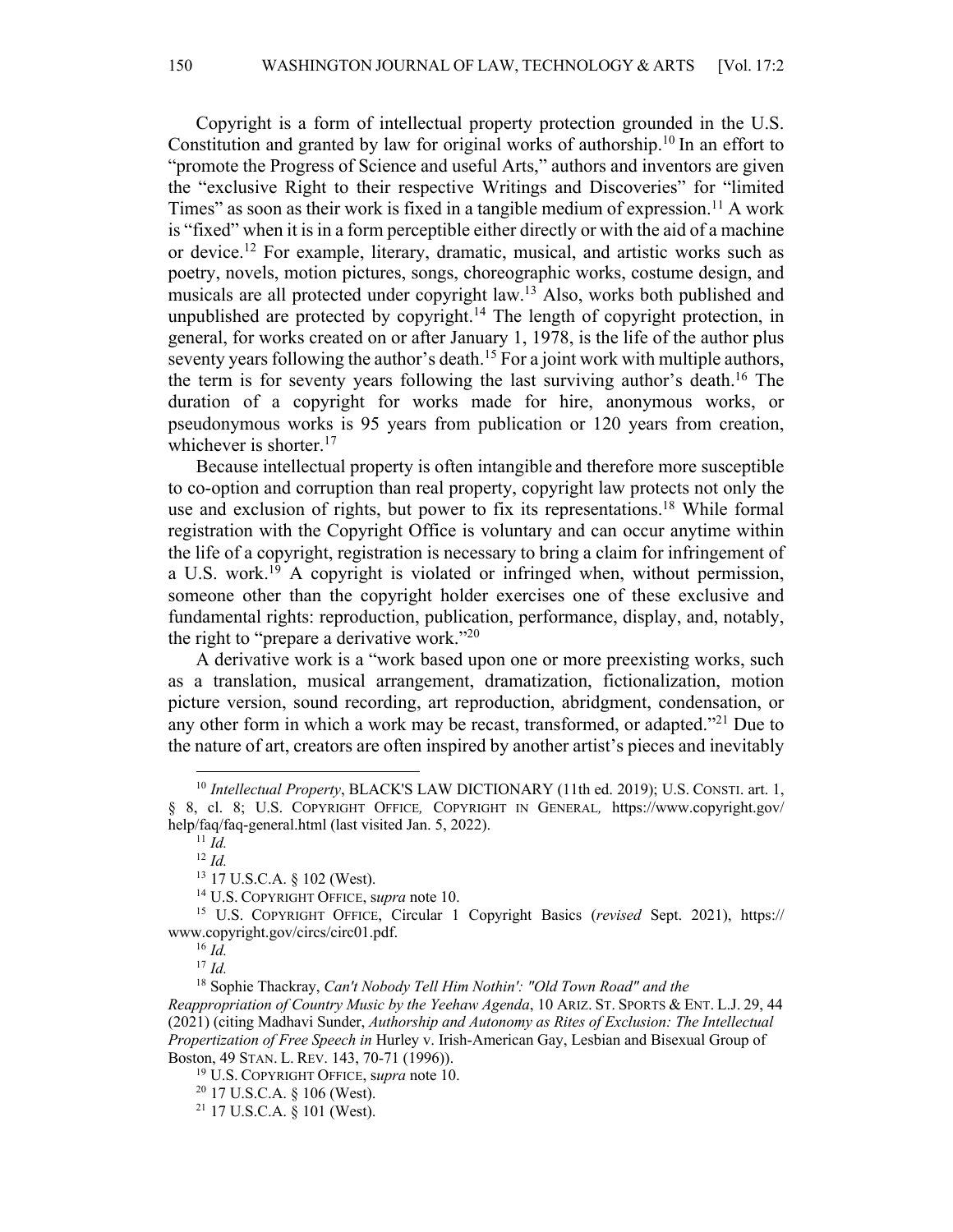Copyright is a form of intellectual property protection grounded in the U.S. Constitution and granted by law for original works of authorship.[10] In an effort to "promote the Progress of Science and useful Arts," authors and inventors are given the "exclusive Right to their respective Writings and Discoveries" for "limited Times" as soon as their work is fixed in a tangible medium of expression.[11] A work is "fixed" when it is in a form perceptible either directly or with the aid of a machine or device.[12] For example, literary, dramatic, musical, and artistic works such as poetry, novels, motion pictures, songs, choreographic works, costume design, and musicals are all protected under copyright law.[13] Also, works both published and unpublished are protected by copyright.[14] The length of copyright protection, in general, for works created on or after January 1, 1978, is the life of the author plus seventy years following the author's death.[15] For a joint work with multiple authors, the term is for seventy years following the last surviving author's death.[16] The duration of a copyright for works made for hire, anonymous works, or pseudonymous works is 95 years from publication or 120 years from creation, whichever is shorter.[17]

Because intellectual property is often intangible and therefore more susceptible to co-option and corruption than real property, copyright law protects not only the use and exclusion of rights, but power to fix its representations.[18] While formal registration with the Copyright Office is voluntary and can occur anytime within the life of a copyright, registration is necessary to bring a claim for infringement of a U.S. work.[19] A copyright is violated or infringed when, without permission, someone other than the copyright holder exercises one of these exclusive and fundamental rights: reproduction, publication, performance, display, and, notably, the right to "prepare a derivative work."[20]

A derivative work is a "work based upon one or more preexisting works, such as a translation, musical arrangement, dramatization, fictionalization, motion picture version, sound recording, art reproduction, abridgment, condensation, or any other form in which a work may be recast, transformed, or adapted."[21] Due to the nature of art, creators are often inspired by another artist's pieces and inevitably

---

[10] *Intellectual Property*, BLACK'S LAW DICTIONARY (11th ed. 2019); U.S. CONSTI. art. 1, § 8, cl. 8; U.S. COPYRIGHT OFFICE, COPYRIGHT IN GENERAL, https://www.copyright.gov/help/faq/faq-general.html (last visited Jan. 5, 2022).

[11] *Id.*

[12] *Id.*

[13] 17 U.S.C.A. § 102 (West).

[14] U.S. COPYRIGHT OFFICE, s*upra* note 10.

[15] U.S. COPYRIGHT OFFICE, Circular 1 Copyright Basics (*revised* Sept. 2021), https://www.copyright.gov/circs/circ01.pdf.

[16] *Id.*

[17] *Id.*

[18] Sophie Thackray, *Can't Nobody Tell Him Nothin': "Old Town Road" and the Reappropriation of Country Music by the Yeehaw Agenda*, 10 ARIZ. ST. SPORTS & ENT. L.J. 29, 44 (2021) (citing Madhavi Sunder, *Authorship and Autonomy as Rites of Exclusion: The Intellectual Propertization of Free Speech in* Hurley v. Irish-American Gay, Lesbian and Bisexual Group of Boston, 49 STAN. L. REV. 143, 70-71 (1996)).

[19] U.S. COPYRIGHT OFFICE, s*upra* note 10.

[20] 17 U.S.C.A. § 106 (West).

[21] 17 U.S.C.A. § 101 (West).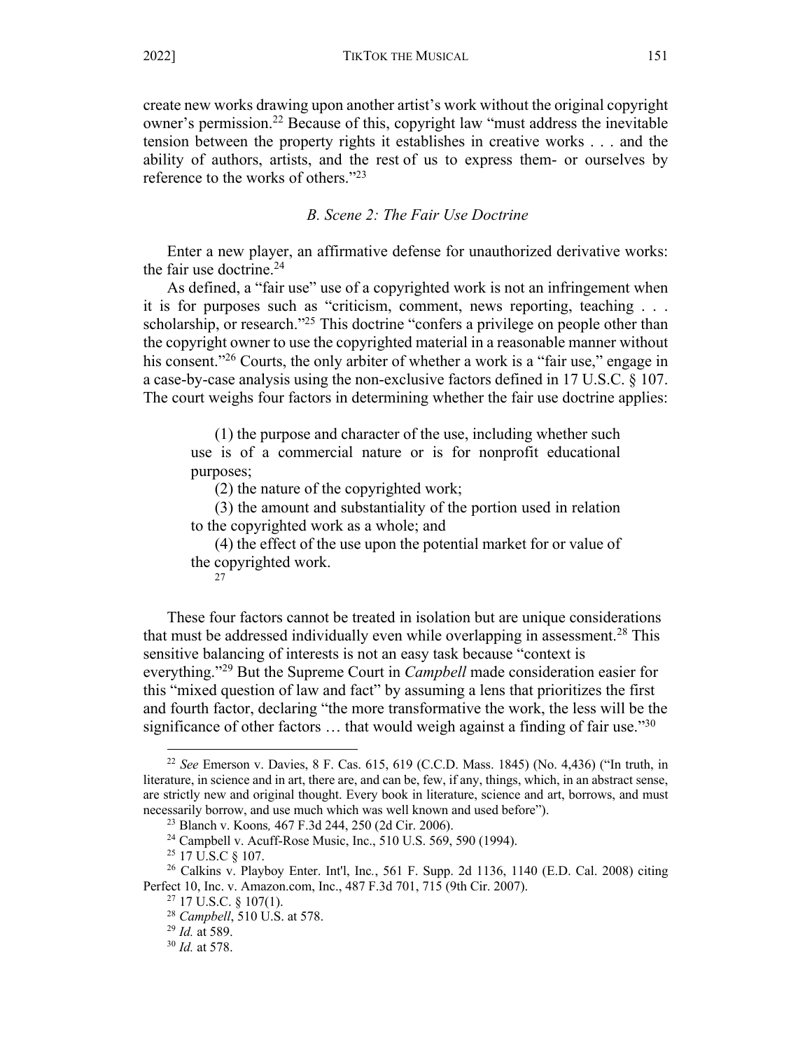create new works drawing upon another artist's work without the original copyright owner's permission.[22] Because of this, copyright law "must address the inevitable tension between the property rights it establishes in creative works . . . and the ability of authors, artists, and the rest of us to express them- or ourselves by reference to the works of others."[23]

### *B. Scene 2: The Fair Use Doctrine*

Enter a new player, an affirmative defense for unauthorized derivative works: the fair use doctrine.[24]

As defined, a "fair use" use of a copyrighted work is not an infringement when it is for purposes such as "criticism, comment, news reporting, teaching . . . scholarship, or research."[25] This doctrine "confers a privilege on people other than the copyright owner to use the copyrighted material in a reasonable manner without his consent."[26] Courts, the only arbiter of whether a work is a "fair use," engage in a case-by-case analysis using the non-exclusive factors defined in 17 U.S.C. § 107. The court weighs four factors in determining whether the fair use doctrine applies:

> (1) the purpose and character of the use, including whether such use is of a commercial nature or is for nonprofit educational purposes;
>
> (2) the nature of the copyrighted work;
>
> (3) the amount and substantiality of the portion used in relation to the copyrighted work as a whole; and
>
> (4) the effect of the use upon the potential market for or value of the copyrighted work.
>
> [27]

These four factors cannot be treated in isolation but are unique considerations that must be addressed individually even while overlapping in assessment.[28] This sensitive balancing of interests is not an easy task because "context is everything."[29] But the Supreme Court in *Campbell* made consideration easier for this "mixed question of law and fact" by assuming a lens that prioritizes the first and fourth factor, declaring "the more transformative the work, the less will be the significance of other factors … that would weigh against a finding of fair use."[30]

---

[22] *See* Emerson v. Davies, 8 F. Cas. 615, 619 (C.C.D. Mass. 1845) (No. 4,436) ("In truth, in literature, in science and in art, there are, and can be, few, if any, things, which, in an abstract sense, are strictly new and original thought. Every book in literature, science and art, borrows, and must necessarily borrow, and use much which was well known and used before").

[23] Blanch v. Koons*,* 467 F.3d 244, 250 (2d Cir. 2006).

[24] Campbell v. Acuff-Rose Music, Inc., 510 U.S. 569, 590 (1994).

[25] 17 U.S.C § 107.

[26] Calkins v. Playboy Enter. Int'l, Inc*.*, 561 F. Supp. 2d 1136, 1140 (E.D. Cal. 2008) citing Perfect 10, Inc. v. Amazon.com, Inc., 487 F.3d 701, 715 (9th Cir. 2007).

[27] 17 U.S.C. § 107(1).

[28] *Campbell*, 510 U.S. at 578.

[29] *Id.* at 589.

[30] *Id.* at 578.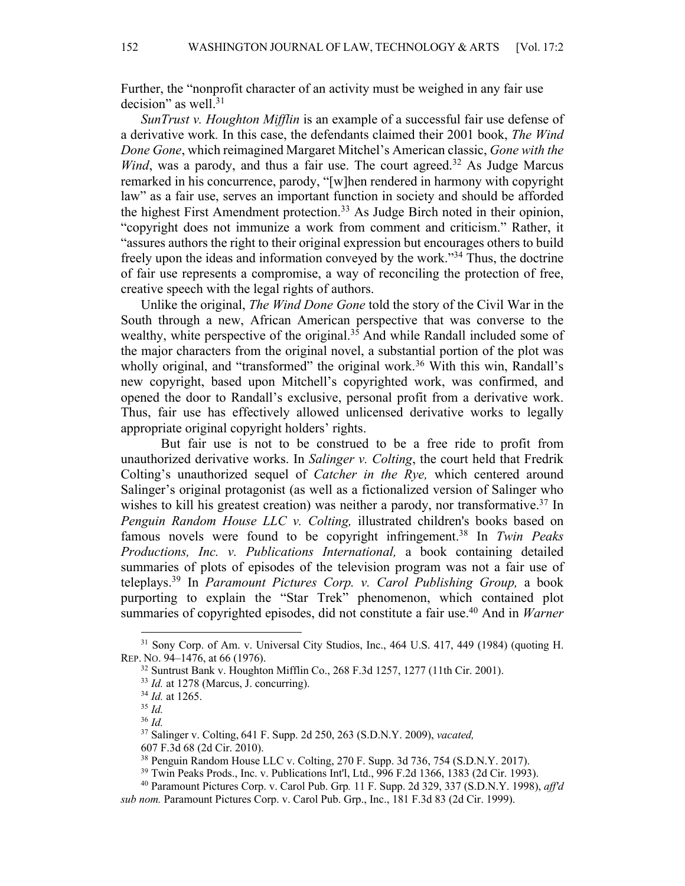Further, the "nonprofit character of an activity must be weighed in any fair use decision" as well.[31]

*SunTrust v. Houghton Mifflin* is an example of a successful fair use defense of a derivative work*.* In this case, the defendants claimed their 2001 book, *The Wind Done Gone*, which reimagined Margaret Mitchel's American classic, *Gone with the Wind*, was a parody, and thus a fair use. The court agreed.[32] As Judge Marcus remarked in his concurrence, parody, "[w]hen rendered in harmony with copyright law" as a fair use, serves an important function in society and should be afforded the highest First Amendment protection.[33] As Judge Birch noted in their opinion, "copyright does not immunize a work from comment and criticism." Rather, it "assures authors the right to their original expression but encourages others to build freely upon the ideas and information conveyed by the work."[34] Thus, the doctrine of fair use represents a compromise, a way of reconciling the protection of free, creative speech with the legal rights of authors.

Unlike the original, *The Wind Done Gone* told the story of the Civil War in the South through a new, African American perspective that was converse to the wealthy, white perspective of the original.[35] And while Randall included some of the major characters from the original novel, a substantial portion of the plot was wholly original, and "transformed" the original work.[36] With this win, Randall's new copyright, based upon Mitchell's copyrighted work, was confirmed, and opened the door to Randall's exclusive, personal profit from a derivative work. Thus, fair use has effectively allowed unlicensed derivative works to legally appropriate original copyright holders' rights.

But fair use is not to be construed to be a free ride to profit from unauthorized derivative works. In *Salinger v. Colting*, the court held that Fredrik Colting's unauthorized sequel of *Catcher in the Rye,* which centered around Salinger's original protagonist (as well as a fictionalized version of Salinger who wishes to kill his greatest creation) was neither a parody, nor transformative.[37] In *Penguin Random House LLC v. Colting,* illustrated children's books based on famous novels were found to be copyright infringement.[38] In *Twin Peaks Productions, Inc. v. Publications International,* a book containing detailed summaries of plots of episodes of the television program was not a fair use of teleplays.[39] In *Paramount Pictures Corp. v. Carol Publishing Group,* a book purporting to explain the "Star Trek" phenomenon, which contained plot summaries of copyrighted episodes, did not constitute a fair use.[40] And in *Warner*

---

[31] Sony Corp. of Am. v. Universal City Studios, Inc., 464 U.S. 417, 449 (1984) (quoting H. REP. NO. 94–1476, at 66 (1976).

[32] Suntrust Bank v. Houghton Mifflin Co., 268 F.3d 1257, 1277 (11th Cir. 2001).

[33] *Id.* at 1278 (Marcus, J. concurring).

[34] *Id.* at 1265.

[35] *Id.*

[36] *Id.*

[37] Salinger v. Colting, 641 F. Supp. 2d 250, 263 (S.D.N.Y. 2009), *vacated,* 607 F.3d 68 (2d Cir. 2010).

[38] Penguin Random House LLC v. Colting, 270 F. Supp. 3d 736, 754 (S.D.N.Y. 2017).

[39] Twin Peaks Prods., Inc. v. Publications Int'l, Ltd., 996 F.2d 1366, 1383 (2d Cir. 1993).

[40] Paramount Pictures Corp. v. Carol Pub. Grp*.* 11 F. Supp. 2d 329, 337 (S.D.N.Y. 1998), *aff'd sub nom.* Paramount Pictures Corp. v. Carol Pub. Grp., Inc., 181 F.3d 83 (2d Cir. 1999).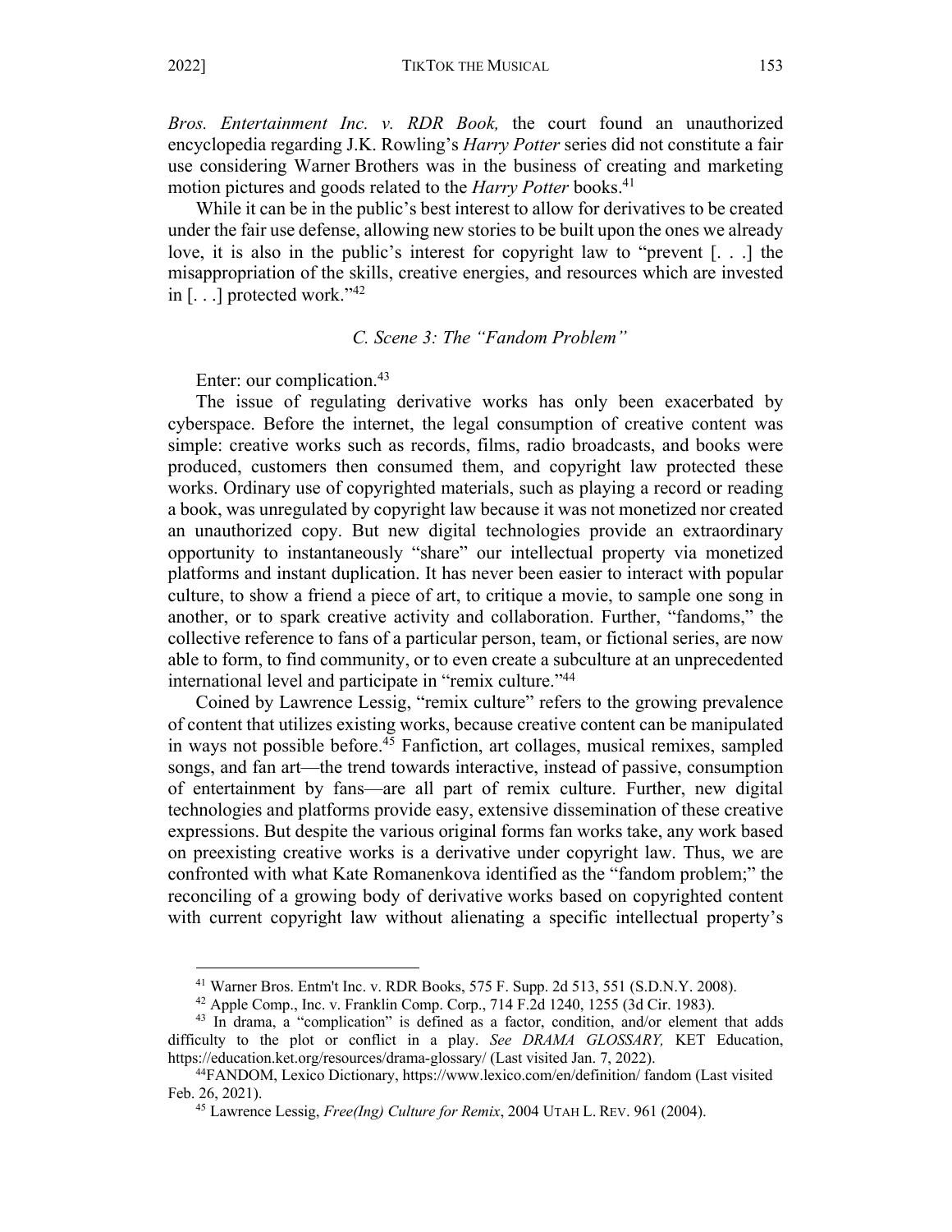*Bros. Entertainment Inc. v. RDR Book,* the court found an unauthorized encyclopedia regarding J.K. Rowling's *Harry Potter* series did not constitute a fair use considering Warner Brothers was in the business of creating and marketing motion pictures and goods related to the *Harry Potter* books.[41]

While it can be in the public's best interest to allow for derivatives to be created under the fair use defense, allowing new stories to be built upon the ones we already love, it is also in the public's interest for copyright law to "prevent [. . .] the misappropriation of the skills, creative energies, and resources which are invested in [. . .] protected work."[42]

### *C. Scene 3: The "Fandom Problem"*

Enter: our complication.[43]

The issue of regulating derivative works has only been exacerbated by cyberspace. Before the internet, the legal consumption of creative content was simple: creative works such as records, films, radio broadcasts, and books were produced, customers then consumed them, and copyright law protected these works. Ordinary use of copyrighted materials, such as playing a record or reading a book, was unregulated by copyright law because it was not monetized nor created an unauthorized copy. But new digital technologies provide an extraordinary opportunity to instantaneously "share" our intellectual property via monetized platforms and instant duplication. It has never been easier to interact with popular culture, to show a friend a piece of art, to critique a movie, to sample one song in another, or to spark creative activity and collaboration. Further, "fandoms," the collective reference to fans of a particular person, team, or fictional series, are now able to form, to find community, or to even create a subculture at an unprecedented international level and participate in "remix culture."[44]

Coined by Lawrence Lessig, "remix culture" refers to the growing prevalence of content that utilizes existing works, because creative content can be manipulated in ways not possible before.[45] Fanfiction, art collages, musical remixes, sampled songs, and fan art—the trend towards interactive, instead of passive, consumption of entertainment by fans—are all part of remix culture. Further, new digital technologies and platforms provide easy, extensive dissemination of these creative expressions. But despite the various original forms fan works take, any work based on preexisting creative works is a derivative under copyright law. Thus, we are confronted with what Kate Romanenkova identified as the "fandom problem;" the reconciling of a growing body of derivative works based on copyrighted content with current copyright law without alienating a specific intellectual property's

---

[41] Warner Bros. Entm't Inc. v. RDR Books, 575 F. Supp. 2d 513, 551 (S.D.N.Y. 2008).

[42] Apple Comp., Inc. v. Franklin Comp. Corp., 714 F.2d 1240, 1255 (3d Cir. 1983).

[43] In drama, a "complication" is defined as a factor, condition, and/or element that adds difficulty to the plot or conflict in a play. *See DRAMA GLOSSARY,* KET Education, https://education.ket.org/resources/drama-glossary/ (Last visited Jan. 7, 2022).

[44] FANDOM, Lexico Dictionary, https://www.lexico.com/en/definition/ fandom (Last visited Feb. 26, 2021).

[45] Lawrence Lessig, *Free(Ing) Culture for Remix*, 2004 UTAH L. REV. 961 (2004).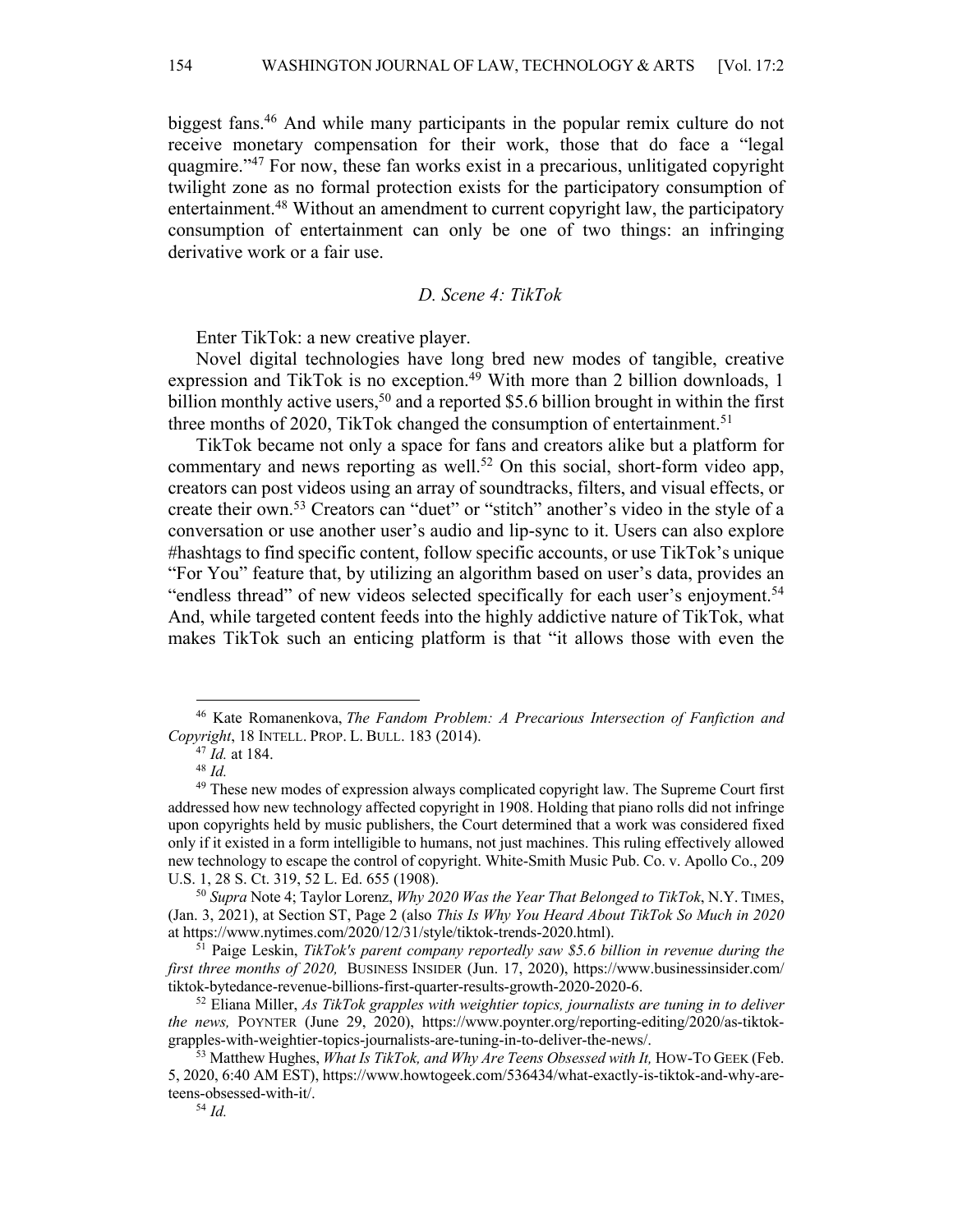biggest fans.[46] And while many participants in the popular remix culture do not receive monetary compensation for their work, those that do face a "legal quagmire."[47] For now, these fan works exist in a precarious, unlitigated copyright twilight zone as no formal protection exists for the participatory consumption of entertainment.[48] Without an amendment to current copyright law, the participatory consumption of entertainment can only be one of two things: an infringing derivative work or a fair use.

### *D. Scene 4: TikTok*

Enter TikTok: a new creative player.

Novel digital technologies have long bred new modes of tangible, creative expression and TikTok is no exception.[49] With more than 2 billion downloads, 1 billion monthly active users,[50] and a reported $5.6 billion brought in within the first three months of 2020, TikTok changed the consumption of entertainment.[51]

TikTok became not only a space for fans and creators alike but a platform for commentary and news reporting as well.[52] On this social, short-form video app, creators can post videos using an array of soundtracks, filters, and visual effects, or create their own.[53] Creators can "duet" or "stitch" another's video in the style of a conversation or use another user's audio and lip-sync to it. Users can also explore #hashtags to find specific content, follow specific accounts, or use TikTok's unique "For You" feature that, by utilizing an algorithm based on user's data, provides an "endless thread" of new videos selected specifically for each user's enjoyment.[54] And, while targeted content feeds into the highly addictive nature of TikTok, what makes TikTok such an enticing platform is that "it allows those with even the

---

[46] Kate Romanenkova, *The Fandom Problem: A Precarious Intersection of Fanfiction and Copyright*, 18 INTELL. PROP. L. BULL. 183 (2014).

[47] *Id.* at 184.

[48] *Id.*

[49] These new modes of expression always complicated copyright law. The Supreme Court first addressed how new technology affected copyright in 1908. Holding that piano rolls did not infringe upon copyrights held by music publishers, the Court determined that a work was considered fixed only if it existed in a form intelligible to humans, not just machines. This ruling effectively allowed new technology to escape the control of copyright. White-Smith Music Pub. Co. v. Apollo Co., 209 U.S. 1, 28 S. Ct. 319, 52 L. Ed. 655 (1908).

[50] *Supra* Note 4; Taylor Lorenz, *Why 2020 Was the Year That Belonged to TikTok*, N.Y. TIMES, (Jan. 3, 2021), at Section ST, Page 2 (also *This Is Why You Heard About TikTok So Much in 2020* at https://www.nytimes.com/2020/12/31/style/tiktok-trends-2020.html).

[51] Paige Leskin, *TikTok's parent company reportedly saw $5.6 billion in revenue during the first three months of 2020,* BUSINESS INSIDER (Jun. 17, 2020), https://www.businessinsider.com/tiktok-bytedance-revenue-billions-first-quarter-results-growth-2020-2020-6.

[52] Eliana Miller, *As TikTok grapples with weightier topics, journalists are tuning in to deliver the news,* POYNTER (June 29, 2020), https://www.poynter.org/reporting-editing/2020/as-tiktok-grapples-with-weightier-topics-journalists-are-tuning-in-to-deliver-the-news/.

[53] Matthew Hughes, *What Is TikTok, and Why Are Teens Obsessed with It,* HOW-TO GEEK (Feb. 5, 2020, 6:40 AM EST), https://www.howtogeek.com/536434/what-exactly-is-tiktok-and-why-are-teens-obsessed-with-it/.

[54] *Id.*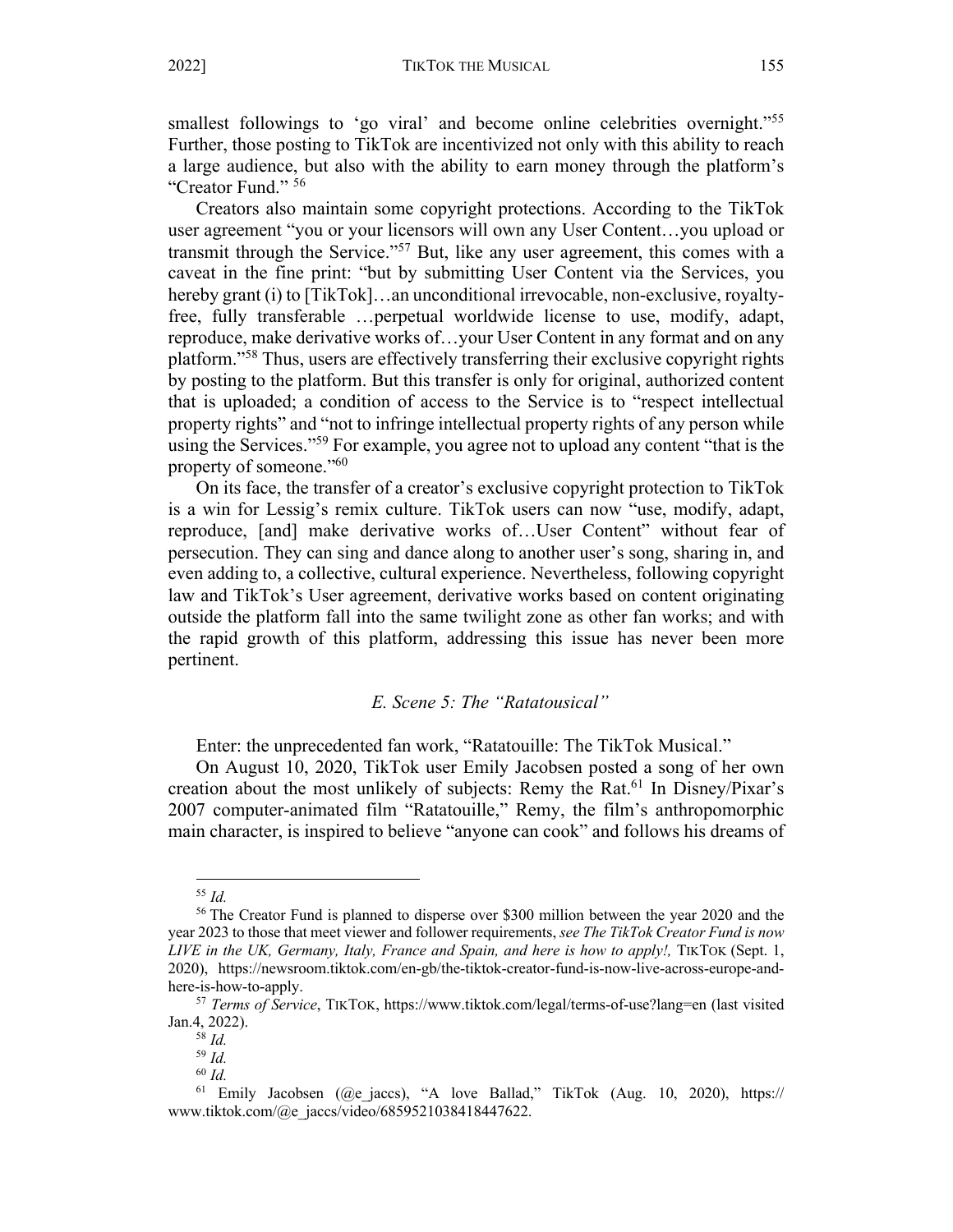smallest followings to 'go viral' and become online celebrities overnight."[55] Further, those posting to TikTok are incentivized not only with this ability to reach a large audience, but also with the ability to earn money through the platform's "Creator Fund." [56]

Creators also maintain some copyright protections. According to the TikTok user agreement "you or your licensors will own any User Content…you upload or transmit through the Service."[57] But, like any user agreement, this comes with a caveat in the fine print: "but by submitting User Content via the Services, you hereby grant (i) to [TikTok]…an unconditional irrevocable, non-exclusive, royalty-free, fully transferable …perpetual worldwide license to use, modify, adapt, reproduce, make derivative works of…your User Content in any format and on any platform."[58] Thus, users are effectively transferring their exclusive copyright rights by posting to the platform. But this transfer is only for original, authorized content that is uploaded; a condition of access to the Service is to "respect intellectual property rights" and "not to infringe intellectual property rights of any person while using the Services."[59] For example, you agree not to upload any content "that is the property of someone."[60]

On its face, the transfer of a creator's exclusive copyright protection to TikTok is a win for Lessig's remix culture. TikTok users can now "use, modify, adapt, reproduce, [and] make derivative works of…User Content" without fear of persecution. They can sing and dance along to another user's song, sharing in, and even adding to, a collective, cultural experience. Nevertheless, following copyright law and TikTok's User agreement, derivative works based on content originating outside the platform fall into the same twilight zone as other fan works; and with the rapid growth of this platform, addressing this issue has never been more pertinent.

### *E. Scene 5: The "Ratatousical"*

Enter: the unprecedented fan work, "Ratatouille: The TikTok Musical."

On August 10, 2020, TikTok user Emily Jacobsen posted a song of her own creation about the most unlikely of subjects: Remy the Rat.[61] In Disney/Pixar's 2007 computer-animated film "Ratatouille," Remy, the film's anthropomorphic main character, is inspired to believe "anyone can cook" and follows his dreams of

---

[55] *Id.*

[56] The Creator Fund is planned to disperse over $300 million between the year 2020 and the year 2023 to those that meet viewer and follower requirements, *see The TikTok Creator Fund is now LIVE in the UK, Germany, Italy, France and Spain, and here is how to apply!,* TIKTOK (Sept. 1, 2020), https://newsroom.tiktok.com/en-gb/the-tiktok-creator-fund-is-now-live-across-europe-and-here-is-how-to-apply.

[57] *Terms of Service*, TIKTOK, https://www.tiktok.com/legal/terms-of-use?lang=en (last visited Jan.4, 2022).

[58] *Id.*

[59] *Id.*

[60] *Id.*

[61] Emily Jacobsen (@e_jaccs), "A love Ballad," TikTok (Aug. 10, 2020), https://www.tiktok.com/@e_jaccs/video/6859521038418447622.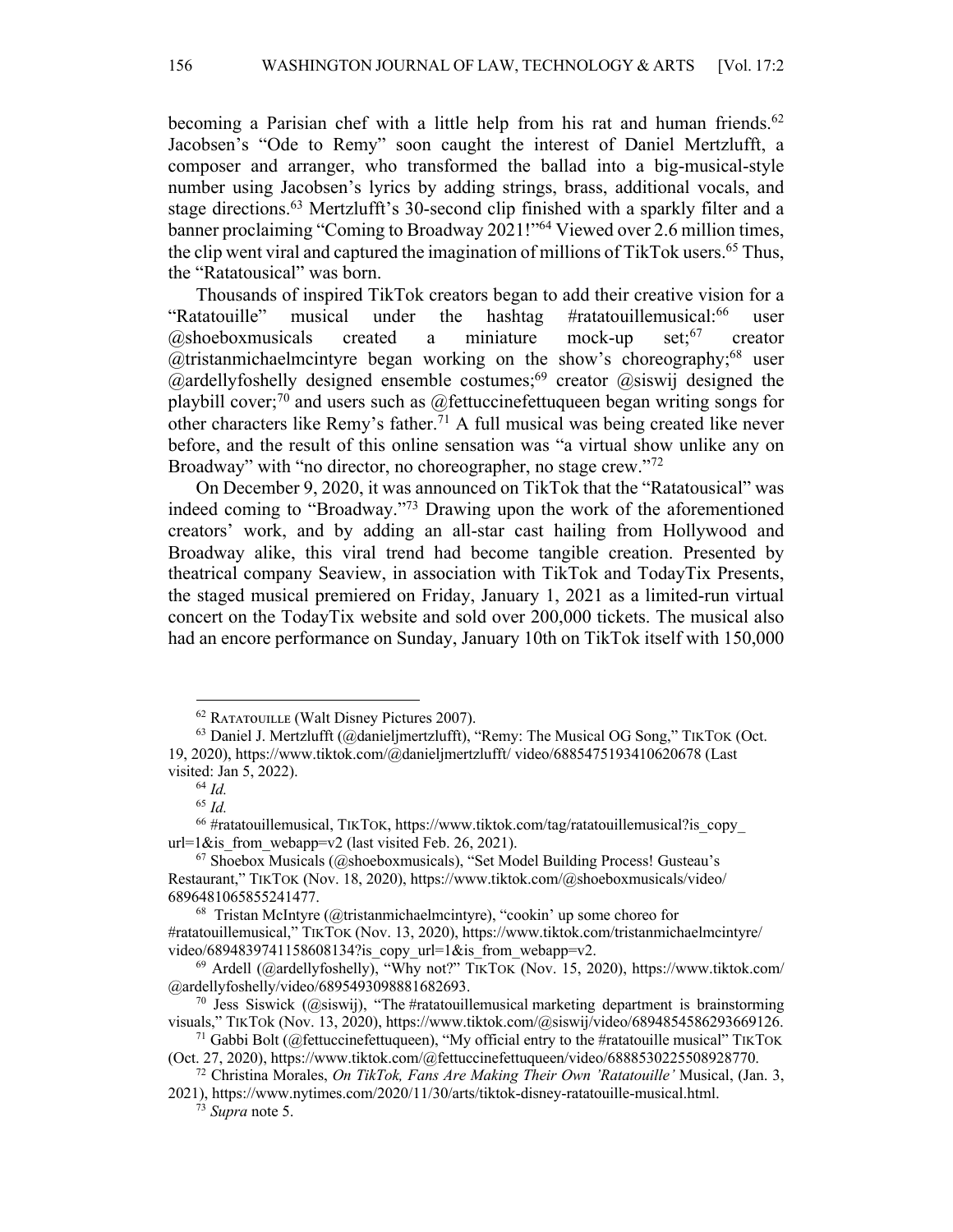becoming a Parisian chef with a little help from his rat and human friends.[62] Jacobsen's "Ode to Remy" soon caught the interest of Daniel Mertzlufft, a composer and arranger, who transformed the ballad into a big-musical-style number using Jacobsen's lyrics by adding strings, brass, additional vocals, and stage directions.[63] Mertzlufft's 30-second clip finished with a sparkly filter and a banner proclaiming "Coming to Broadway 2021!"[64] Viewed over 2.6 million times, the clip went viral and captured the imagination of millions of TikTok users.[65] Thus, the "Ratatousical" was born.

Thousands of inspired TikTok creators began to add their creative vision for a "Ratatouille" musical under the hashtag #ratatouillemusical:[66] user @shoeboxmusicals created a miniature mock-up set;[67] creator @tristanmichaelmcintyre began working on the show's choreography;[68] user @ardellyfoshelly designed ensemble costumes;[69] creator @siswij designed the playbill cover;[70] and users such as @fettuccinefettuqueen began writing songs for other characters like Remy's father.[71] A full musical was being created like never before, and the result of this online sensation was "a virtual show unlike any on Broadway" with "no director, no choreographer, no stage crew."[72]

On December 9, 2020, it was announced on TikTok that the "Ratatousical" was indeed coming to "Broadway."[73] Drawing upon the work of the aforementioned creators' work, and by adding an all-star cast hailing from Hollywood and Broadway alike, this viral trend had become tangible creation. Presented by theatrical company Seaview, in association with TikTok and TodayTix Presents, the staged musical premiered on Friday, January 1, 2021 as a limited-run virtual concert on the TodayTix website and sold over 200,000 tickets. The musical also had an encore performance on Sunday, January 10th on TikTok itself with 150,000

---

[62] RATATOUILLE (Walt Disney Pictures 2007).

[63] Daniel J. Mertzlufft (@danieljmertzlufft), "Remy: The Musical OG Song," TIKTOK (Oct. 19, 2020), https://www.tiktok.com/@danieljmertzlufft/ video/6885475193410620678 (Last visited: Jan 5, 2022).

[64] *Id.*

[65] *Id.*

[66] #ratatouillemusical, TIKTOK, https://www.tiktok.com/tag/ratatouillemusical?is_copy_url=1&is_from_webapp=v2 (last visited Feb. 26, 2021).

[67] Shoebox Musicals (@shoeboxmusicals), "Set Model Building Process! Gusteau's Restaurant," TIKTOK (Nov. 18, 2020), https://www.tiktok.com/@shoeboxmusicals/video/6896481065855241477.

[68] Tristan McIntyre (@tristanmichaelmcintyre), "cookin' up some choreo for #ratatouillemusical," TIKTOK (Nov. 13, 2020), https://www.tiktok.com/tristanmichaelmcintyre/video/6894839741158608134?is_copy_url=1&is_from_webapp=v2.

[69] Ardell (@ardellyfoshelly), "Why not?" TIKTOK (Nov. 15, 2020), https://www.tiktok.com/@ardellyfoshelly/video/6895493098881682693.

[70] Jess Siswick (@siswij), "The #ratatouillemusical marketing department is brainstorming visuals," TIKTOK (Nov. 13, 2020), https://www.tiktok.com/@siswij/video/6894854586293669126.

[71] Gabbi Bolt (@fettuccinefettuqueen), "My official entry to the #ratatouille musical" TIKTOK (Oct. 27, 2020), https://www.tiktok.com/@fettuccinefettuqueen/video/6888530225508928770.

[72] Christina Morales, *On TikTok, Fans Are Making Their Own 'Ratatouille'* Musical, (Jan. 3, 2021), https://www.nytimes.com/2020/11/30/arts/tiktok-disney-ratatouille-musical.html.

[73] *Supra* note 5.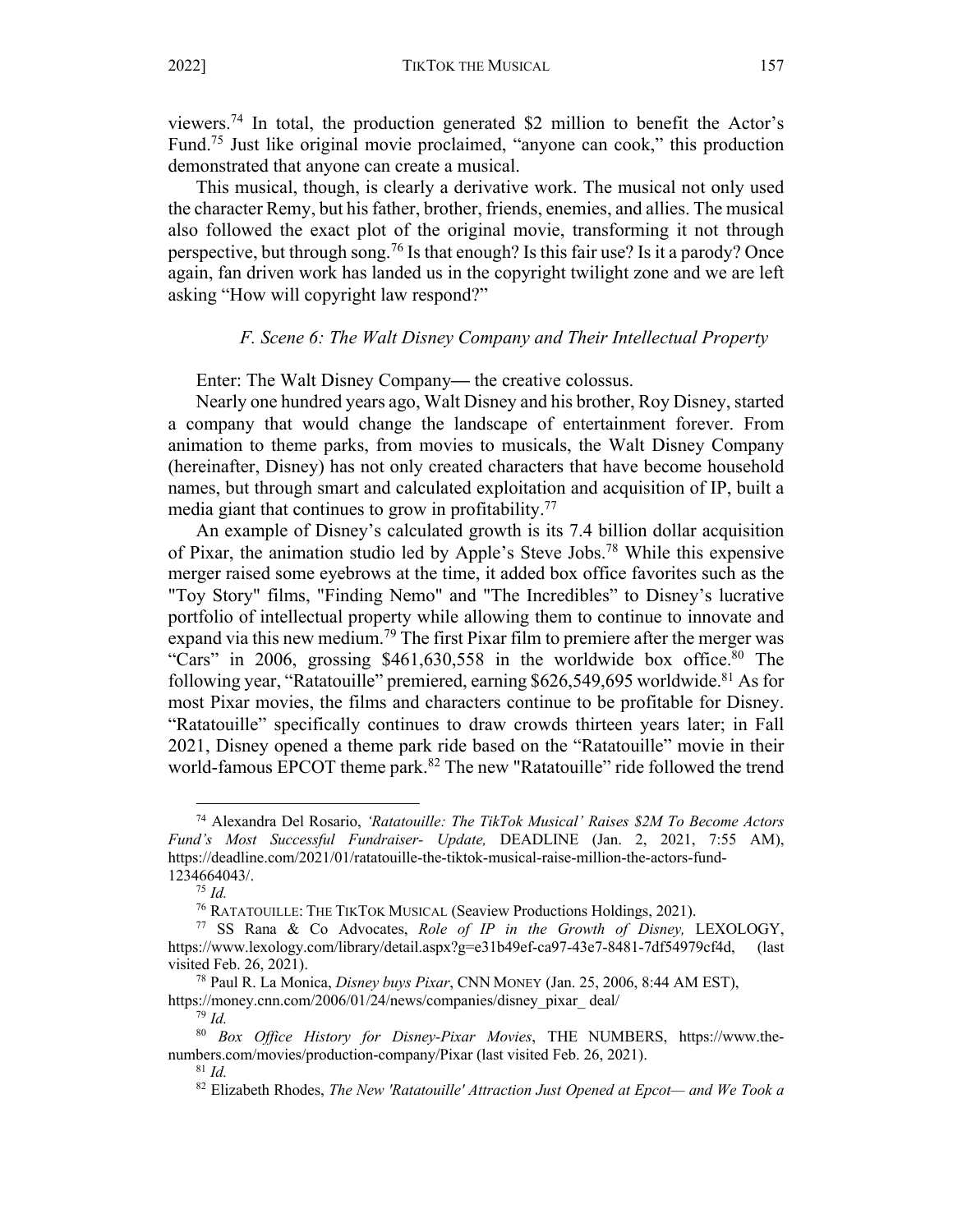viewers.[74] In total, the production generated $2 million to benefit the Actor's Fund.[75] Just like original movie proclaimed, "anyone can cook," this production demonstrated that anyone can create a musical.

This musical, though, is clearly a derivative work. The musical not only used the character Remy, but his father, brother, friends, enemies, and allies. The musical also followed the exact plot of the original movie, transforming it not through perspective, but through song.[76] Is that enough? Is this fair use? Is it a parody? Once again, fan driven work has landed us in the copyright twilight zone and we are left asking "How will copyright law respond?"

### *F. Scene 6: The Walt Disney Company and Their Intellectual Property*

Enter: The Walt Disney Company— the creative colossus.

Nearly one hundred years ago, Walt Disney and his brother, Roy Disney, started a company that would change the landscape of entertainment forever. From animation to theme parks, from movies to musicals, the Walt Disney Company (hereinafter, Disney) has not only created characters that have become household names, but through smart and calculated exploitation and acquisition of IP, built a media giant that continues to grow in profitability.[77]

An example of Disney's calculated growth is its 7.4 billion dollar acquisition of Pixar, the animation studio led by Apple's Steve Jobs.[78] While this expensive merger raised some eyebrows at the time, it added box office favorites such as the "Toy Story" films, "Finding Nemo" and "The Incredibles" to Disney's lucrative portfolio of intellectual property while allowing them to continue to innovate and expand via this new medium.[79] The first Pixar film to premiere after the merger was "Cars" in 2006, grossing $461,630,558 in the worldwide box office.[80] The following year, "Ratatouille" premiered, earning $626,549,695 worldwide.[81] As for most Pixar movies, the films and characters continue to be profitable for Disney. "Ratatouille" specifically continues to draw crowds thirteen years later; in Fall 2021, Disney opened a theme park ride based on the "Ratatouille" movie in their world-famous EPCOT theme park.[82] The new "Ratatouille" ride followed the trend

---

[74] Alexandra Del Rosario, *'Ratatouille: The TikTok Musical' Raises $2M To Become Actors Fund's Most Successful Fundraiser- Update,* DEADLINE (Jan. 2, 2021, 7:55 AM), https://deadline.com/2021/01/ratatouille-the-tiktok-musical-raise-million-the-actors-fund-1234664043/.

[75] *Id.*

[76] RATATOUILLE: THE TIKTOK MUSICAL (Seaview Productions Holdings, 2021).

[77] SS Rana & Co Advocates, *Role of IP in the Growth of Disney,* LEXOLOGY, https://www.lexology.com/library/detail.aspx?g=e31b49ef-ca97-43e7-8481-7df54979cf4d, (last visited Feb. 26, 2021).

[78] Paul R. La Monica, *Disney buys Pixar*, CNN MONEY (Jan. 25, 2006, 8:44 AM EST), https://money.cnn.com/2006/01/24/news/companies/disney_pixar_ deal/

[79] *Id.*

[80] *Box Office History for Disney-Pixar Movies*, THE NUMBERS, https://www.the-numbers.com/movies/production-company/Pixar (last visited Feb. 26, 2021).

[81] *Id.*

[82] Elizabeth Rhodes, *The New 'Ratatouille' Attraction Just Opened at Epcot— and We Took a*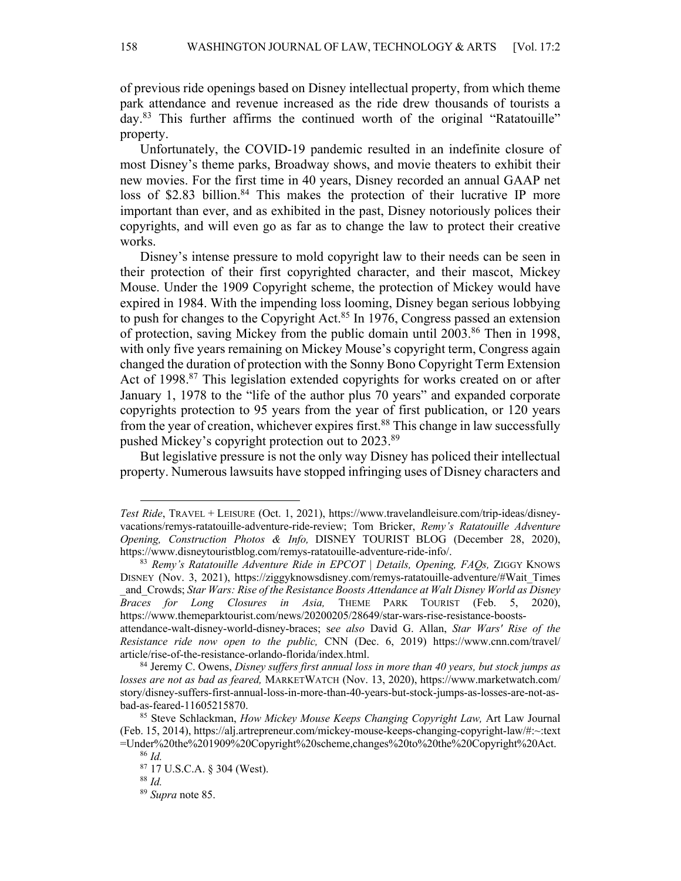of previous ride openings based on Disney intellectual property, from which theme park attendance and revenue increased as the ride drew thousands of tourists a day.[83] This further affirms the continued worth of the original "Ratatouille" property.

Unfortunately, the COVID-19 pandemic resulted in an indefinite closure of most Disney's theme parks, Broadway shows, and movie theaters to exhibit their new movies. For the first time in 40 years, Disney recorded an annual GAAP net loss of $2.83 billion.[84] This makes the protection of their lucrative IP more important than ever, and as exhibited in the past, Disney notoriously polices their copyrights, and will even go as far as to change the law to protect their creative works.

Disney's intense pressure to mold copyright law to their needs can be seen in their protection of their first copyrighted character, and their mascot, Mickey Mouse. Under the 1909 Copyright scheme, the protection of Mickey would have expired in 1984. With the impending loss looming, Disney began serious lobbying to push for changes to the Copyright Act.[85] In 1976, Congress passed an extension of protection, saving Mickey from the public domain until 2003.[86] Then in 1998, with only five years remaining on Mickey Mouse's copyright term, Congress again changed the duration of protection with the Sonny Bono Copyright Term Extension Act of 1998.[87] This legislation extended copyrights for works created on or after January 1, 1978 to the "life of the author plus 70 years" and expanded corporate copyrights protection to 95 years from the year of first publication, or 120 years from the year of creation, whichever expires first.[88] This change in law successfully pushed Mickey's copyright protection out to 2023.[89]

But legislative pressure is not the only way Disney has policed their intellectual property. Numerous lawsuits have stopped infringing uses of Disney characters and

---

*Test Ride*, TRAVEL + LEISURE (Oct. 1, 2021), https://www.travelandleisure.com/trip-ideas/disney-vacations/remys-ratatouille-adventure-ride-review; Tom Bricker, *Remy's Ratatouille Adventure Opening, Construction Photos & Info,* DISNEY TOURIST BLOG (December 28, 2020), https://www.disneytouristblog.com/remys-ratatouille-adventure-ride-info/.

[83] *Remy's Ratatouille Adventure Ride in EPCOT | Details, Opening, FAQs,* ZIGGY KNOWS DISNEY (Nov. 3, 2021), https://ziggyknowsdisney.com/remys-ratatouille-adventure/#Wait_Times_and_Crowds; *Star Wars: Rise of the Resistance Boosts Attendance at Walt Disney World as Disney Braces for Long Closures in Asia,* THEME PARK TOURIST (Feb. 5, 2020), https://www.themeparktourist.com/news/20200205/28649/star-wars-rise-resistance-boosts-attendance-walt-disney-world-disney-braces; *see also* David G. Allan, *Star Wars' Rise of the Resistance ride now open to the public,* CNN (Dec. 6, 2019) https://www.cnn.com/travel/article/rise-of-the-resistance-orlando-florida/index.html.

[84] Jeremy C. Owens, *Disney suffers first annual loss in more than 40 years, but stock jumps as losses are not as bad as feared,* MARKETWATCH (Nov. 13, 2020), https://www.marketwatch.com/story/disney-suffers-first-annual-loss-in-more-than-40-years-but-stock-jumps-as-losses-are-not-as-bad-as-feared-11605215870.

[85] Steve Schlackman, *How Mickey Mouse Keeps Changing Copyright Law,* Art Law Journal (Feb. 15, 2014), https://alj.artrepreneur.com/mickey-mouse-keeps-changing-copyright-law/#:~:text=Under%20the%201909%20Copyright%20scheme,changes%20to%20the%20Copyright%20Act.

[86] *Id.*

[87] 17 U.S.C.A. § 304 (West).

[88] *Id.*

[89] *Supra* note 85.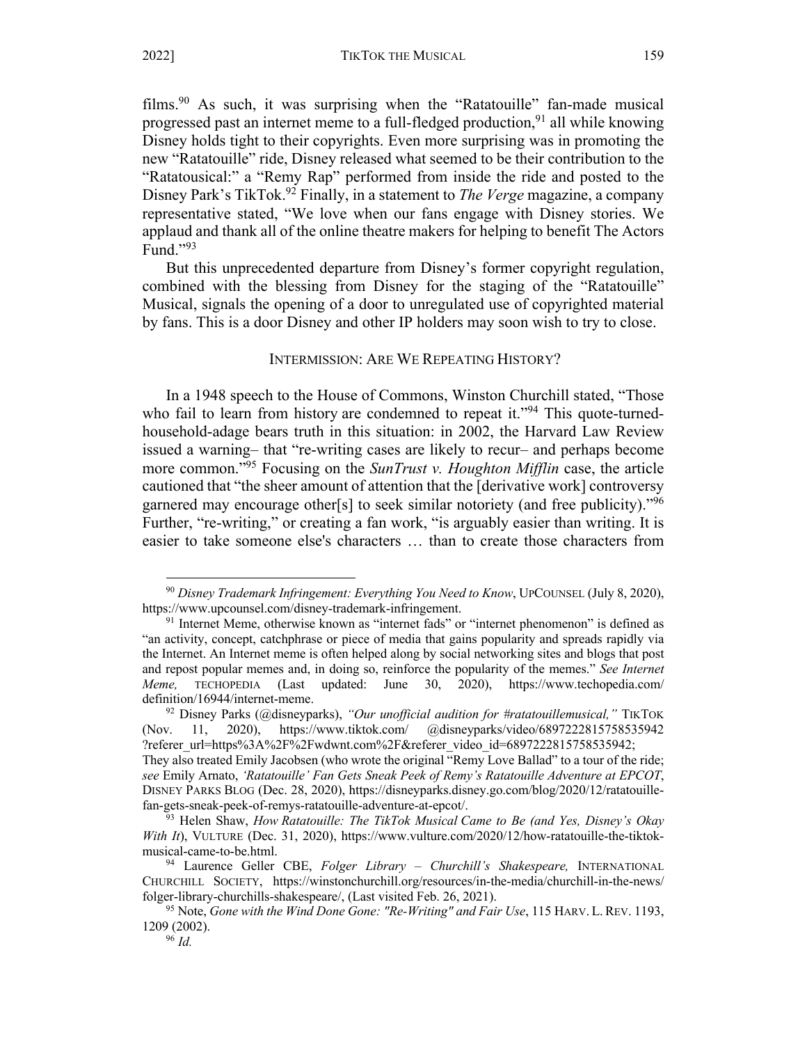films.[90] As such, it was surprising when the "Ratatouille" fan-made musical progressed past an internet meme to a full-fledged production,[91] all while knowing Disney holds tight to their copyrights. Even more surprising was in promoting the new "Ratatouille" ride, Disney released what seemed to be their contribution to the "Ratatousical:" a "Remy Rap" performed from inside the ride and posted to the Disney Park's TikTok.[92] Finally, in a statement to *The Verge* magazine, a company representative stated, "We love when our fans engage with Disney stories. We applaud and thank all of the online theatre makers for helping to benefit The Actors Fund."[93]

But this unprecedented departure from Disney's former copyright regulation, combined with the blessing from Disney for the staging of the "Ratatouille" Musical, signals the opening of a door to unregulated use of copyrighted material by fans. This is a door Disney and other IP holders may soon wish to try to close.

## INTERMISSION: ARE WE REPEATING HISTORY?

In a 1948 speech to the House of Commons, Winston Churchill stated, "Those who fail to learn from history are condemned to repeat it."[94] This quote-turned-household-adage bears truth in this situation: in 2002, the Harvard Law Review issued a warning– that "re-writing cases are likely to recur– and perhaps become more common."[95] Focusing on the *SunTrust v. Houghton Mifflin* case, the article cautioned that "the sheer amount of attention that the [derivative work] controversy garnered may encourage other[s] to seek similar notoriety (and free publicity)."[96] Further, "re-writing," or creating a fan work, "is arguably easier than writing. It is easier to take someone else's characters … than to create those characters from

---

[90] *Disney Trademark Infringement: Everything You Need to Know*, UPCOUNSEL (July 8, 2020), https://www.upcounsel.com/disney-trademark-infringement.

[91] Internet Meme, otherwise known as "internet fads" or "internet phenomenon" is defined as "an activity, concept, catchphrase or piece of media that gains popularity and spreads rapidly via the Internet. An Internet meme is often helped along by social networking sites and blogs that post and repost popular memes and, in doing so, reinforce the popularity of the memes." *See Internet Meme,* TECHOPEDIA (Last updated: June 30, 2020), https://www.techopedia.com/definition/16944/internet-meme.

[92] Disney Parks (@disneyparks), *"Our unofficial audition for #ratatouillemusical,"* TIKTOK (Nov. 11, 2020), https://www.tiktok.com/ @disneyparks/video/6897222815758535942 ?referer_url=https%3A%2F%2Fwdwnt.com%2F&referer_video_id=6897222815758535942; They also treated Emily Jacobsen (who wrote the original "Remy Love Ballad" to a tour of the ride; *see* Emily Arnato, *'Ratatouille' Fan Gets Sneak Peek of Remy's Ratatouille Adventure at EPCOT*, DISNEY PARKS BLOG (Dec. 28, 2020), https://disneyparks.disney.go.com/blog/2020/12/ratatouille-fan-gets-sneak-peek-of-remys-ratatouille-adventure-at-epcot/.

[93] Helen Shaw, *How Ratatouille: The TikTok Musical Came to Be (and Yes, Disney's Okay With It*), VULTURE (Dec. 31, 2020), https://www.vulture.com/2020/12/how-ratatouille-the-tiktok-musical-came-to-be.html.

[94] Laurence Geller CBE, *Folger Library – Churchill's Shakespeare,* INTERNATIONAL CHURCHILL SOCIETY, https://winstonchurchill.org/resources/in-the-media/churchill-in-the-news/folger-library-churchills-shakespeare/, (Last visited Feb. 26, 2021).

[95] Note, *Gone with the Wind Done Gone: "Re-Writing" and Fair Use*, 115 HARV. L. REV. 1193, 1209 (2002).

[96] *Id.*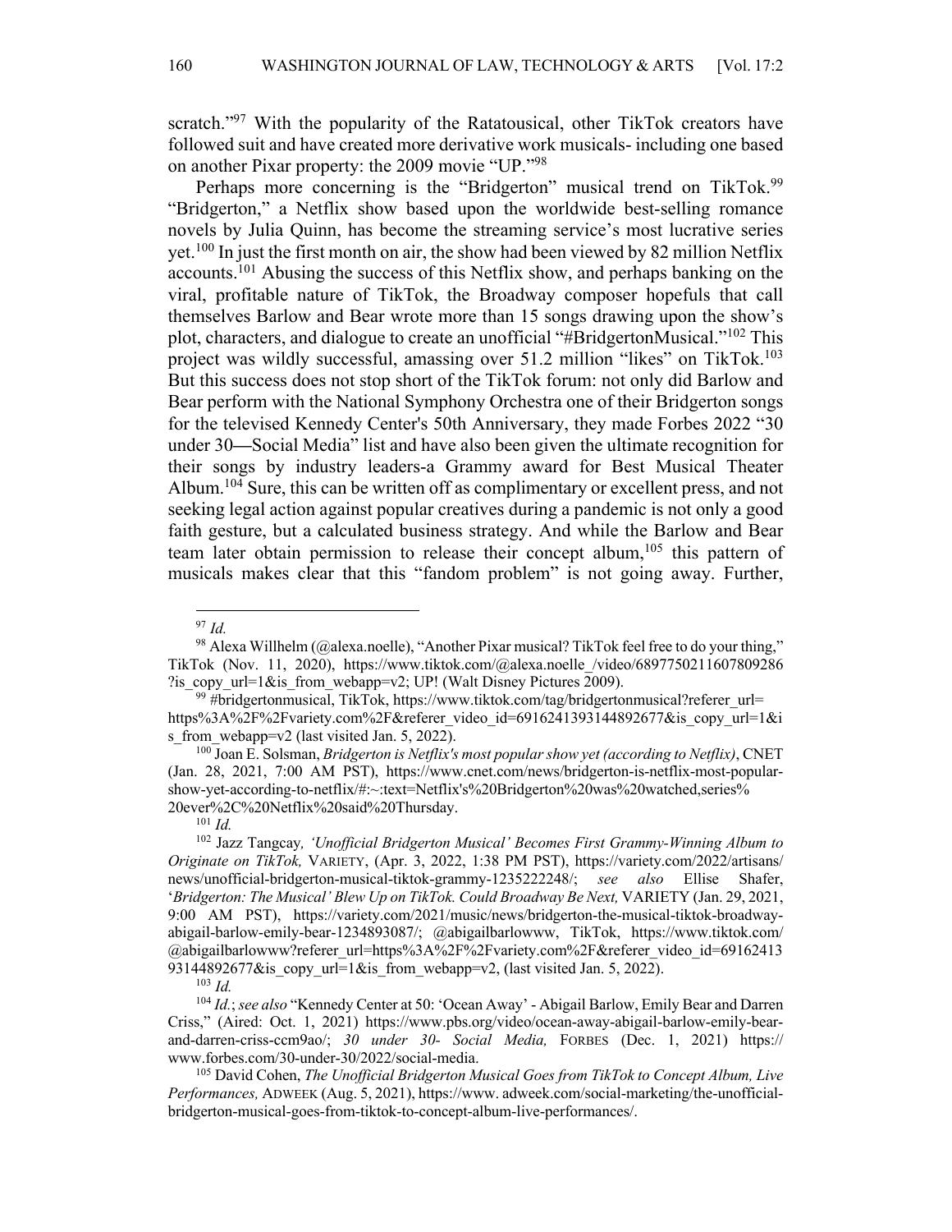scratch."[97] With the popularity of the Ratatousical, other TikTok creators have followed suit and have created more derivative work musicals- including one based on another Pixar property: the 2009 movie "UP."[98]

Perhaps more concerning is the "Bridgerton" musical trend on TikTok.[99] "Bridgerton," a Netflix show based upon the worldwide best-selling romance novels by Julia Quinn, has become the streaming service's most lucrative series yet.[100] In just the first month on air, the show had been viewed by 82 million Netflix accounts.[101] Abusing the success of this Netflix show, and perhaps banking on the viral, profitable nature of TikTok, the Broadway composer hopefuls that call themselves Barlow and Bear wrote more than 15 songs drawing upon the show's plot, characters, and dialogue to create an unofficial "#BridgertonMusical."[102] This project was wildly successful, amassing over 51.2 million "likes" on TikTok.[103] But this success does not stop short of the TikTok forum: not only did Barlow and Bear perform with the National Symphony Orchestra one of their Bridgerton songs for the televised Kennedy Center's 50th Anniversary, they made Forbes 2022 "30 under 30—Social Media" list and have also been given the ultimate recognition for their songs by industry leaders-a Grammy award for Best Musical Theater Album.[104] Sure, this can be written off as complimentary or excellent press, and not seeking legal action against popular creatives during a pandemic is not only a good faith gesture, but a calculated business strategy. And while the Barlow and Bear team later obtain permission to release their concept album,[105] this pattern of musicals makes clear that this "fandom problem" is not going away. Further,

---

[97] *Id.*

[98] Alexa Willhelm (@alexa.noelle), "Another Pixar musical? TikTok feel free to do your thing," TikTok (Nov. 11, 2020), https://www.tiktok.com/@alexa.noelle_/video/6897750211607809286?is_copy_url=1&is_from_webapp=v2; UP! (Walt Disney Pictures 2009).

[99] #bridgertonmusical, TikTok, https://www.tiktok.com/tag/bridgertonmusical?referer_url=https%3A%2F%2Fvariety.com%2F&referer_video_id=6916241393144892677&is_copy_url=1&is_from_webapp=v2 (last visited Jan. 5, 2022).

[100] Joan E. Solsman, *Bridgerton is Netflix's most popular show yet (according to Netflix)*, CNET (Jan. 28, 2021, 7:00 AM PST), https://www.cnet.com/news/bridgerton-is-netflix-most-popular-show-yet-according-to-netflix/#:~:text=Netflix's%20Bridgerton%20was%20watched,series%20ever%2C%20Netflix%20said%20Thursday.

[101] *Id.*

[102] Jazz Tangcay*, 'Unofficial Bridgerton Musical' Becomes First Grammy-Winning Album to Originate on TikTok,* VARIETY, (Apr. 3, 2022, 1:38 PM PST), https://variety.com/2022/artisans/news/unofficial-bridgerton-musical-tiktok-grammy-1235222248/; *see also* Ellise Shafer, '*Bridgerton: The Musical' Blew Up on TikTok. Could Broadway Be Next,* VARIETY (Jan. 29, 2021, 9:00 AM PST), https://variety.com/2021/music/news/bridgerton-the-musical-tiktok-broadway-abigail-barlow-emily-bear-1234893087/; @abigailbarlowww, TikTok, https://www.tiktok.com/@abigailbarlowww?referer_url=https%3A%2F%2Fvariety.com%2F&referer_video_id=6916241393144892677&is_copy_url=1&is_from_webapp=v2, (last visited Jan. 5, 2022).

[103] *Id.*

[104] *Id.*; *see also* "Kennedy Center at 50: 'Ocean Away' - Abigail Barlow, Emily Bear and Darren Criss," (Aired: Oct. 1, 2021) https://www.pbs.org/video/ocean-away-abigail-barlow-emily-bear-and-darren-criss-ccm9ao/; *30 under 30- Social Media,* FORBES (Dec. 1, 2021) https://www.forbes.com/30-under-30/2022/social-media.

[105] David Cohen, *The Unofficial Bridgerton Musical Goes from TikTok to Concept Album, Live Performances,* ADWEEK (Aug. 5, 2021), https://www. adweek.com/social-marketing/the-unofficial-bridgerton-musical-goes-from-tiktok-to-concept-album-live-performances/.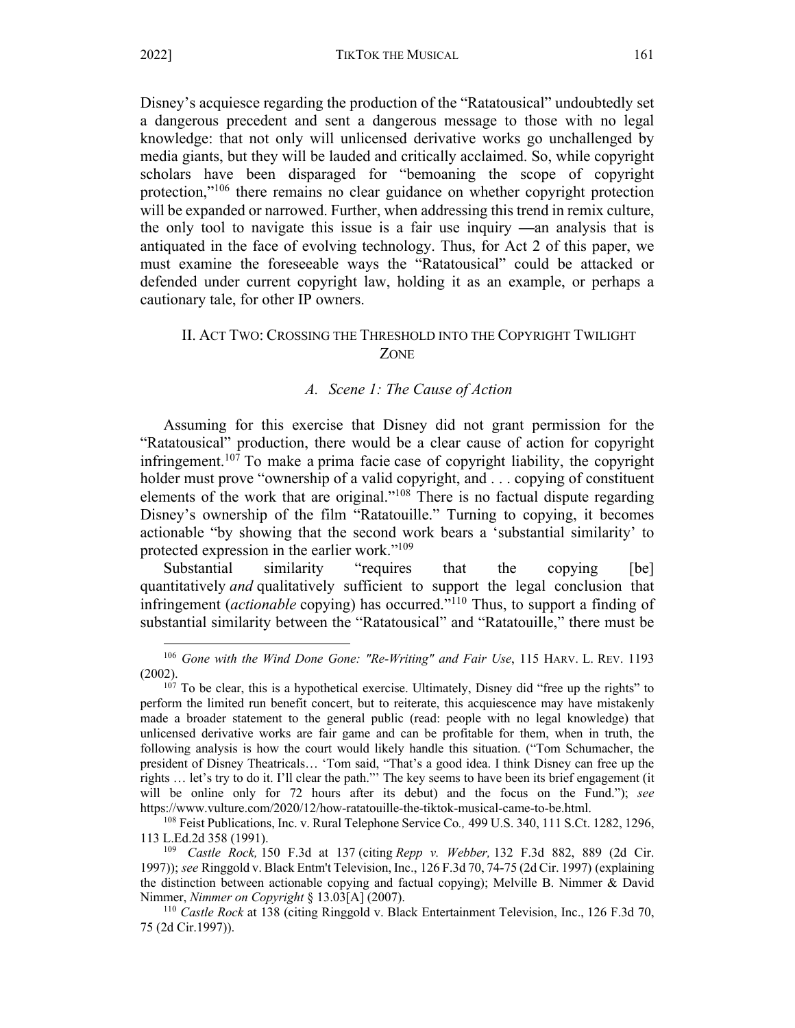Disney's acquiesce regarding the production of the "Ratatousical" undoubtedly set a dangerous precedent and sent a dangerous message to those with no legal knowledge: that not only will unlicensed derivative works go unchallenged by media giants, but they will be lauded and critically acclaimed. So, while copyright scholars have been disparaged for "bemoaning the scope of copyright protection,"[106] there remains no clear guidance on whether copyright protection will be expanded or narrowed. Further, when addressing this trend in remix culture, the only tool to navigate this issue is a fair use inquiry —an analysis that is antiquated in the face of evolving technology. Thus, for Act 2 of this paper, we must examine the foreseeable ways the "Ratatousical" could be attacked or defended under current copyright law, holding it as an example, or perhaps a cautionary tale, for other IP owners.

## II. Act Two: Crossing the Threshold into the Copyright Twilight Zone

### *A. Scene 1: The Cause of Action*

Assuming for this exercise that Disney did not grant permission for the "Ratatousical" production, there would be a clear cause of action for copyright infringement.[107] To make a prima facie case of copyright liability, the copyright holder must prove "ownership of a valid copyright, and . . . copying of constituent elements of the work that are original."[108] There is no factual dispute regarding Disney's ownership of the film "Ratatouille." Turning to copying, it becomes actionable "by showing that the second work bears a 'substantial similarity' to protected expression in the earlier work."[109]

Substantial similarity "requires that the copying [be] quantitatively *and* qualitatively sufficient to support the legal conclusion that infringement (*actionable* copying) has occurred."[110] Thus, to support a finding of substantial similarity between the "Ratatousical" and "Ratatouille," there must be

---

[106] *Gone with the Wind Done Gone: "Re-Writing" and Fair Use*, 115 HARV. L. REV. 1193 (2002).

[107] To be clear, this is a hypothetical exercise. Ultimately, Disney did "free up the rights" to perform the limited run benefit concert, but to reiterate, this acquiescence may have mistakenly made a broader statement to the general public (read: people with no legal knowledge) that unlicensed derivative works are fair game and can be profitable for them, when in truth, the following analysis is how the court would likely handle this situation. ("Tom Schumacher, the president of Disney Theatricals… 'Tom said, "That's a good idea. I think Disney can free up the rights … let's try to do it. I'll clear the path."' The key seems to have been its brief engagement (it will be online only for 72 hours after its debut) and the focus on the Fund."); *see* https://www.vulture.com/2020/12/how-ratatouille-the-tiktok-musical-came-to-be.html.

[108] Feist Publications, Inc. v. Rural Telephone Service Co*.,* 499 U.S. 340, 111 S.Ct. 1282, 1296, 113 L.Ed.2d 358 (1991).

[109] *Castle Rock,* 150 F.3d at 137 (citing *Repp v. Webber,* 132 F.3d 882, 889 (2d Cir. 1997)); *see* Ringgold v. Black Entm't Television, Inc., 126 F.3d 70, 74-75 (2d Cir. 1997) (explaining the distinction between actionable copying and factual copying); Melville B. Nimmer & David Nimmer, *Nimmer on Copyright* § 13.03[A] (2007).

[110] *Castle Rock* at 138 (citing Ringgold v. Black Entertainment Television, Inc., 126 F.3d 70, 75 (2d Cir.1997)).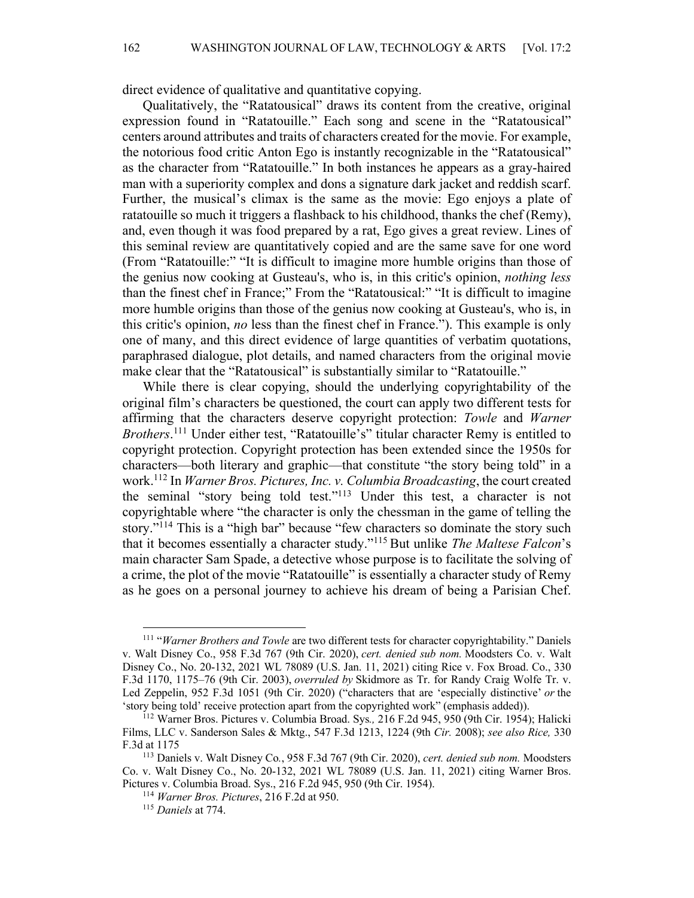direct evidence of qualitative and quantitative copying.

Qualitatively, the "Ratatousical" draws its content from the creative, original expression found in "Ratatouille." Each song and scene in the "Ratatousical" centers around attributes and traits of characters created for the movie. For example, the notorious food critic Anton Ego is instantly recognizable in the "Ratatousical" as the character from "Ratatouille." In both instances he appears as a gray-haired man with a superiority complex and dons a signature dark jacket and reddish scarf. Further, the musical's climax is the same as the movie: Ego enjoys a plate of ratatouille so much it triggers a flashback to his childhood, thanks the chef (Remy), and, even though it was food prepared by a rat, Ego gives a great review. Lines of this seminal review are quantitatively copied and are the same save for one word (From "Ratatouille:" "It is difficult to imagine more humble origins than those of the genius now cooking at Gusteau's, who is, in this critic's opinion, *nothing less* than the finest chef in France;" From the "Ratatousical:" "It is difficult to imagine more humble origins than those of the genius now cooking at Gusteau's, who is, in this critic's opinion, *no* less than the finest chef in France."). This example is only one of many, and this direct evidence of large quantities of verbatim quotations, paraphrased dialogue, plot details, and named characters from the original movie make clear that the "Ratatousical" is substantially similar to "Ratatouille."

While there is clear copying, should the underlying copyrightability of the original film's characters be questioned, the court can apply two different tests for affirming that the characters deserve copyright protection: *Towle* and *Warner Brothers*.[111] Under either test, "Ratatouille's" titular character Remy is entitled to copyright protection. Copyright protection has been extended since the 1950s for characters—both literary and graphic—that constitute "the story being told" in a work.[112] In *Warner Bros. Pictures, Inc. v. Columbia Broadcasting*, the court created the seminal "story being told test."[113] Under this test, a character is not copyrightable where "the character is only the chessman in the game of telling the story."[114] This is a "high bar" because "few characters so dominate the story such that it becomes essentially a character study."[115] But unlike *The Maltese Falcon*'s main character Sam Spade, a detective whose purpose is to facilitate the solving of a crime, the plot of the movie "Ratatouille" is essentially a character study of Remy as he goes on a personal journey to achieve his dream of being a Parisian Chef.

---

[111] "*Warner Brothers and Towle* are two different tests for character copyrightability." Daniels v. Walt Disney Co., 958 F.3d 767 (9th Cir. 2020), *cert. denied sub nom.* Moodsters Co. v. Walt Disney Co., No. 20-132, 2021 WL 78089 (U.S. Jan. 11, 2021) citing Rice v. Fox Broad. Co., 330 F.3d 1170, 1175–76 (9th Cir. 2003), *overruled by* Skidmore as Tr. for Randy Craig Wolfe Tr. v. Led Zeppelin, 952 F.3d 1051 (9th Cir. 2020) ("characters that are 'especially distinctive' *or* the 'story being told' receive protection apart from the copyrighted work" (emphasis added)).

[112] Warner Bros. Pictures v. Columbia Broad. Sys*.,* 216 F.2d 945, 950 (9th Cir. 1954); Halicki Films, LLC v. Sanderson Sales & Mktg., 547 F.3d 1213, 1224 (9th *Cir.* 2008); *see also Rice,* 330 F.3d at 1175

[113] Daniels v. Walt Disney Co*.*, 958 F.3d 767 (9th Cir. 2020), *cert. denied sub nom.* Moodsters Co. v. Walt Disney Co., No. 20-132, 2021 WL 78089 (U.S. Jan. 11, 2021) citing Warner Bros. Pictures v. Columbia Broad. Sys., 216 F.2d 945, 950 (9th Cir. 1954).

[114] *Warner Bros. Pictures*, 216 F.2d at 950.

[115] *Daniels* at 774.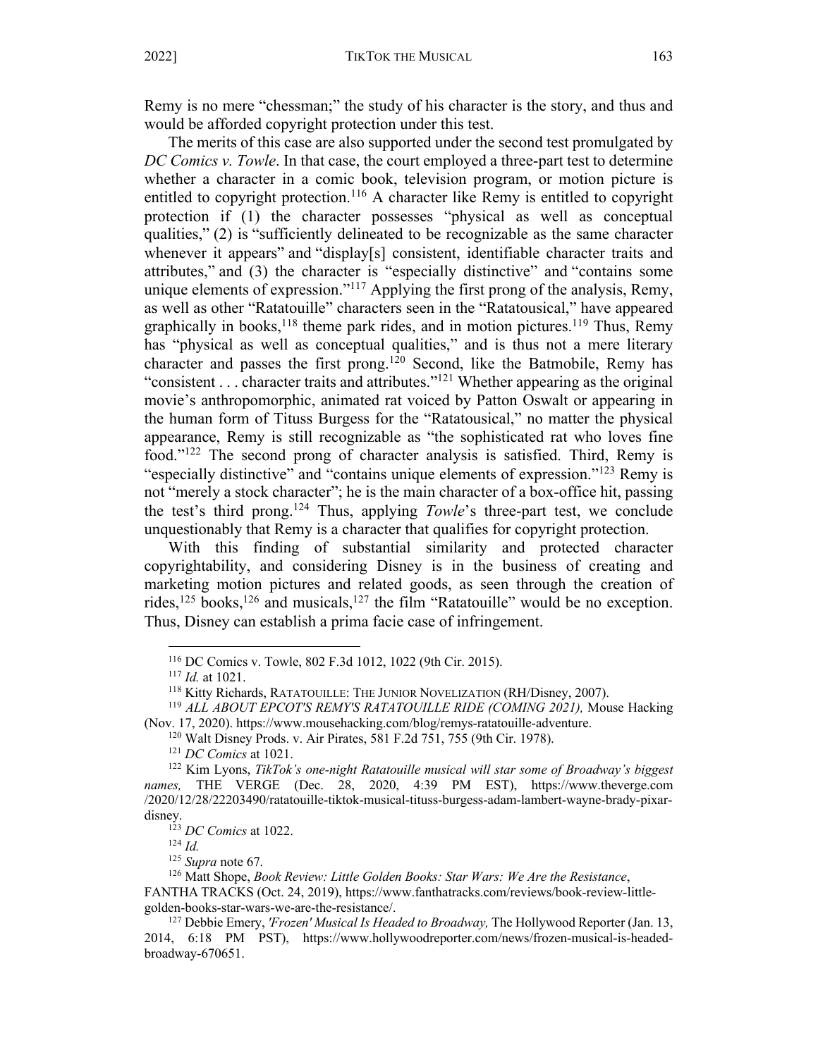Remy is no mere "chessman;" the study of his character is the story, and thus and would be afforded copyright protection under this test.

The merits of this case are also supported under the second test promulgated by *DC Comics v. Towle*. In that case, the court employed a three-part test to determine whether a character in a comic book, television program, or motion picture is entitled to copyright protection.[116] A character like Remy is entitled to copyright protection if (1) the character possesses "physical as well as conceptual qualities," (2) is "sufficiently delineated to be recognizable as the same character whenever it appears" and "display[s] consistent, identifiable character traits and attributes," and (3) the character is "especially distinctive" and "contains some unique elements of expression."[117] Applying the first prong of the analysis, Remy, as well as other "Ratatouille" characters seen in the "Ratatousical," have appeared graphically in books,[118] theme park rides, and in motion pictures.[119] Thus, Remy has "physical as well as conceptual qualities," and is thus not a mere literary character and passes the first prong.[120] Second, like the Batmobile, Remy has "consistent . . . character traits and attributes."[121] Whether appearing as the original movie's anthropomorphic, animated rat voiced by Patton Oswalt or appearing in the human form of Tituss Burgess for the "Ratatousical," no matter the physical appearance, Remy is still recognizable as "the sophisticated rat who loves fine food."[122] The second prong of character analysis is satisfied. Third, Remy is "especially distinctive" and "contains unique elements of expression."[123] Remy is not "merely a stock character"; he is the main character of a box-office hit, passing the test's third prong.[124] Thus, applying *Towle*'s three-part test, we conclude unquestionably that Remy is a character that qualifies for copyright protection.

With this finding of substantial similarity and protected character copyrightability, and considering Disney is in the business of creating and marketing motion pictures and related goods, as seen through the creation of rides,[125] books,[126] and musicals,[127] the film "Ratatouille" would be no exception. Thus, Disney can establish a prima facie case of infringement.

---

[116] DC Comics v. Towle, 802 F.3d 1012, 1022 (9th Cir. 2015).

[117] *Id.* at 1021.

[118] Kitty Richards, RATATOUILLE: THE JUNIOR NOVELIZATION (RH/Disney, 2007).

[119] *ALL ABOUT EPCOT'S REMY'S RATATOUILLE RIDE (COMING 2021),* Mouse Hacking (Nov. 17, 2020). https://www.mousehacking.com/blog/remys-ratatouille-adventure.

[120] Walt Disney Prods. v. Air Pirates, 581 F.2d 751, 755 (9th Cir. 1978).

[121] *DC Comics* at 1021.

[122] Kim Lyons, *TikTok's one-night Ratatouille musical will star some of Broadway's biggest names,* THE VERGE (Dec. 28, 2020, 4:39 PM EST), https://www.theverge.com/2020/12/28/22203490/ratatouille-tiktok-musical-tituss-burgess-adam-lambert-wayne-brady-pixar-disney.

[123] *DC Comics* at 1022.

[124] *Id.*

[125] *Supra* note 67.

[126] Matt Shope, *Book Review: Little Golden Books: Star Wars: We Are the Resistance*, FANTHA TRACKS (Oct. 24, 2019), https://www.fanthatracks.com/reviews/book-review-little-golden-books-star-wars-we-are-the-resistance/.

[127] Debbie Emery, *'Frozen' Musical Is Headed to Broadway,* The Hollywood Reporter (Jan. 13, 2014, 6:18 PM PST), https://www.hollywoodreporter.com/news/frozen-musical-is-headed-broadway-670651.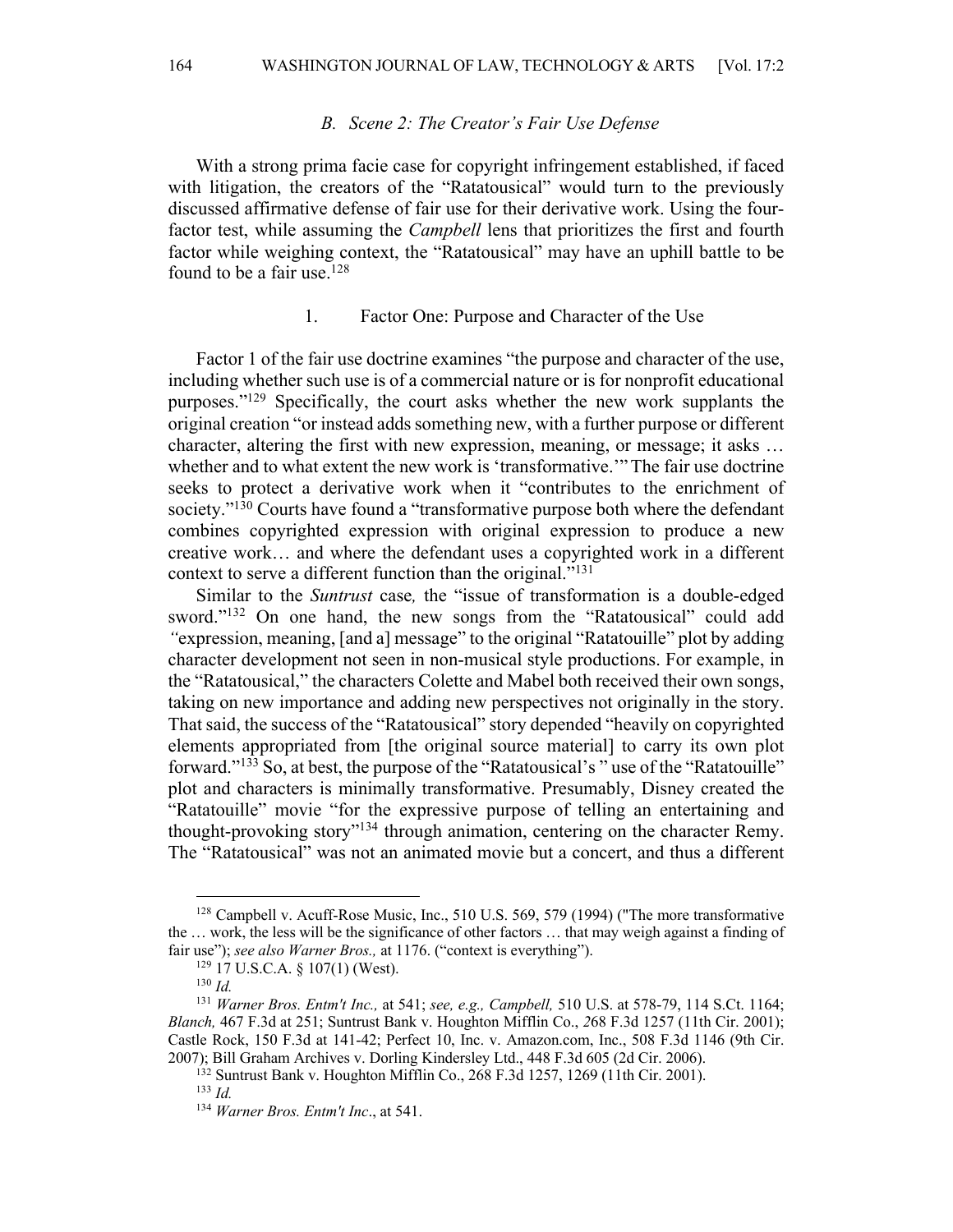### B. Scene 2: The Creator's Fair Use Defense

With a strong prima facie case for copyright infringement established, if faced with litigation, the creators of the "Ratatousical" would turn to the previously discussed affirmative defense of fair use for their derivative work. Using the four-factor test, while assuming the *Campbell* lens that prioritizes the first and fourth factor while weighing context, the "Ratatousical" may have an uphill battle to be found to be a fair use.[128]

#### 1. Factor One: Purpose and Character of the Use

Factor 1 of the fair use doctrine examines "the purpose and character of the use, including whether such use is of a commercial nature or is for nonprofit educational purposes."[129] Specifically, the court asks whether the new work supplants the original creation "or instead adds something new, with a further purpose or different character, altering the first with new expression, meaning, or message; it asks … whether and to what extent the new work is 'transformative.'" The fair use doctrine seeks to protect a derivative work when it "contributes to the enrichment of society."[130] Courts have found a "transformative purpose both where the defendant combines copyrighted expression with original expression to produce a new creative work… and where the defendant uses a copyrighted work in a different context to serve a different function than the original."[131]

Similar to the *Suntrust* case*,* the "issue of transformation is a double-edged sword."[132] On one hand, the new songs from the "Ratatousical" could add *"*expression, meaning, [and a] message" to the original "Ratatouille" plot by adding character development not seen in non-musical style productions. For example, in the "Ratatousical," the characters Colette and Mabel both received their own songs, taking on new importance and adding new perspectives not originally in the story. That said, the success of the "Ratatousical" story depended "heavily on copyrighted elements appropriated from [the original source material] to carry its own plot forward."[133] So, at best, the purpose of the "Ratatousical's " use of the "Ratatouille" plot and characters is minimally transformative. Presumably, Disney created the "Ratatouille" movie "for the expressive purpose of telling an entertaining and thought-provoking story"[134] through animation, centering on the character Remy. The "Ratatousical" was not an animated movie but a concert, and thus a different

---

[128] Campbell v. Acuff-Rose Music, Inc., 510 U.S. 569, 579 (1994) ("The more transformative the … work, the less will be the significance of other factors … that may weigh against a finding of fair use"); *see also Warner Bros.,* at 1176. ("context is everything").

[129] 17 U.S.C.A. § 107(1) (West).

[130] *Id.*

[131] *Warner Bros. Entm't Inc.,* at 541; *see, e.g., Campbell,* 510 U.S. at 578-79, 114 S.Ct. 1164; *Blanch,* 467 F.3d at 251; Suntrust Bank v. Houghton Mifflin Co., 268 F.3d 1257 (11th Cir. 2001); Castle Rock, 150 F.3d at 141-42; Perfect 10, Inc. v. Amazon.com, Inc., 508 F.3d 1146 (9th Cir. 2007); Bill Graham Archives v. Dorling Kindersley Ltd., 448 F.3d 605 (2d Cir. 2006).

[132] Suntrust Bank v. Houghton Mifflin Co., 268 F.3d 1257, 1269 (11th Cir. 2001).

[133] *Id.*

[134] *Warner Bros. Entm't Inc*., at 541.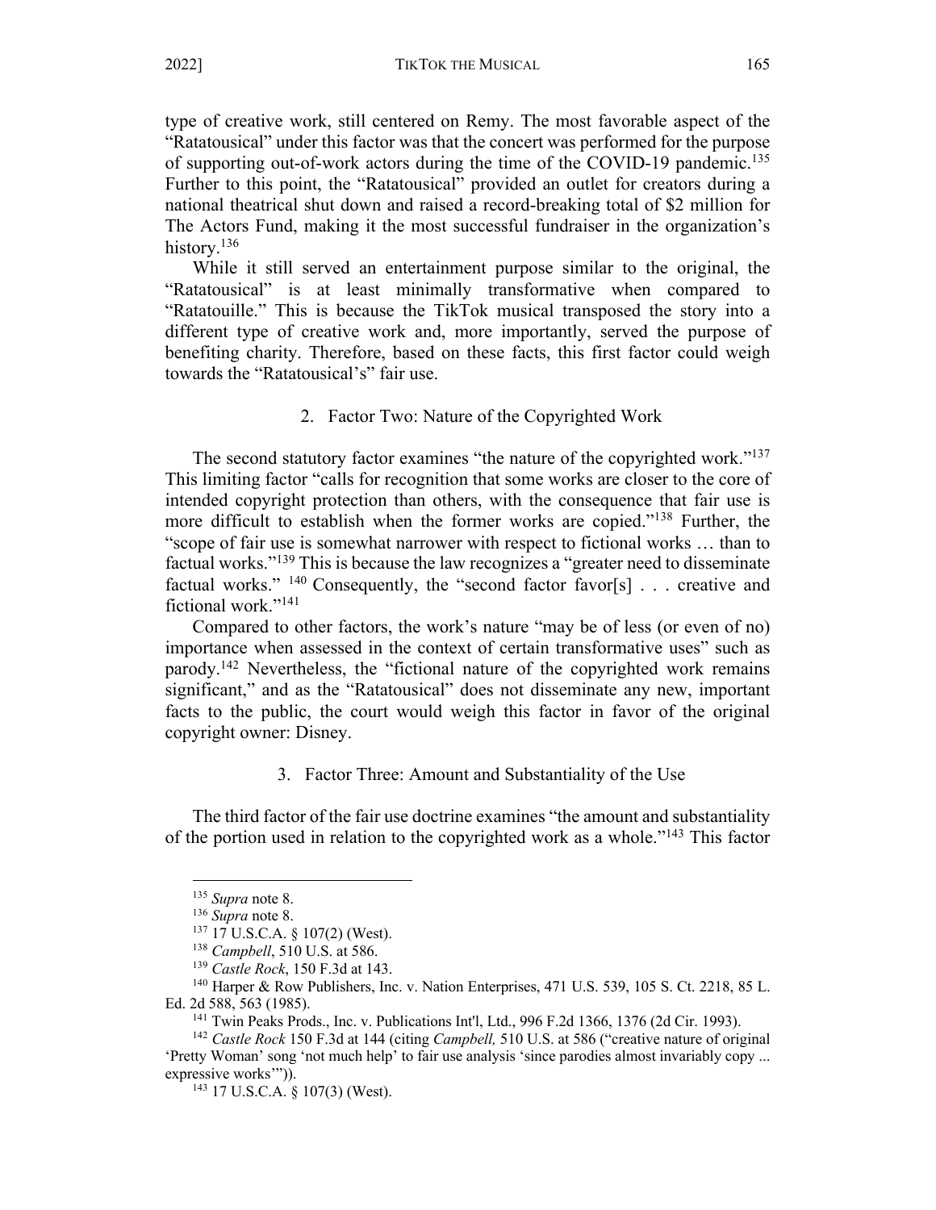type of creative work, still centered on Remy. The most favorable aspect of the "Ratatousical" under this factor was that the concert was performed for the purpose of supporting out-of-work actors during the time of the COVID-19 pandemic.[135] Further to this point, the "Ratatousical" provided an outlet for creators during a national theatrical shut down and raised a record-breaking total of $2 million for The Actors Fund, making it the most successful fundraiser in the organization's history.[136]

While it still served an entertainment purpose similar to the original, the "Ratatousical" is at least minimally transformative when compared to "Ratatouille." This is because the TikTok musical transposed the story into a different type of creative work and, more importantly, served the purpose of benefiting charity. Therefore, based on these facts, this first factor could weigh towards the "Ratatousical's" fair use.

### 2. Factor Two: Nature of the Copyrighted Work

The second statutory factor examines "the nature of the copyrighted work."[137] This limiting factor "calls for recognition that some works are closer to the core of intended copyright protection than others, with the consequence that fair use is more difficult to establish when the former works are copied."[138] Further, the "scope of fair use is somewhat narrower with respect to fictional works … than to factual works."[139] This is because the law recognizes a "greater need to disseminate factual works." [140] Consequently, the "second factor favor[s] . . . creative and fictional work."[141]

Compared to other factors, the work's nature "may be of less (or even of no) importance when assessed in the context of certain transformative uses" such as parody.[142] Nevertheless, the "fictional nature of the copyrighted work remains significant," and as the "Ratatousical" does not disseminate any new, important facts to the public, the court would weigh this factor in favor of the original copyright owner: Disney.

### 3. Factor Three: Amount and Substantiality of the Use

The third factor of the fair use doctrine examines "the amount and substantiality of the portion used in relation to the copyrighted work as a whole."[143] This factor

---

[135] *Supra* note 8.

[136] *Supra* note 8.

[137] 17 U.S.C.A. § 107(2) (West).

[138] *Campbell*, 510 U.S. at 586.

[139] *Castle Rock*, 150 F.3d at 143.

[140] Harper & Row Publishers, Inc. v. Nation Enterprises, 471 U.S. 539, 105 S. Ct. 2218, 85 L. Ed. 2d 588, 563 (1985).

[141] Twin Peaks Prods., Inc. v. Publications Int'l, Ltd., 996 F.2d 1366, 1376 (2d Cir. 1993).

[142] *Castle Rock* 150 F.3d at 144 (citing *Campbell,* 510 U.S. at 586 ("creative nature of original 'Pretty Woman' song 'not much help' to fair use analysis 'since parodies almost invariably copy ... expressive works'")).

[143] 17 U.S.C.A. § 107(3) (West).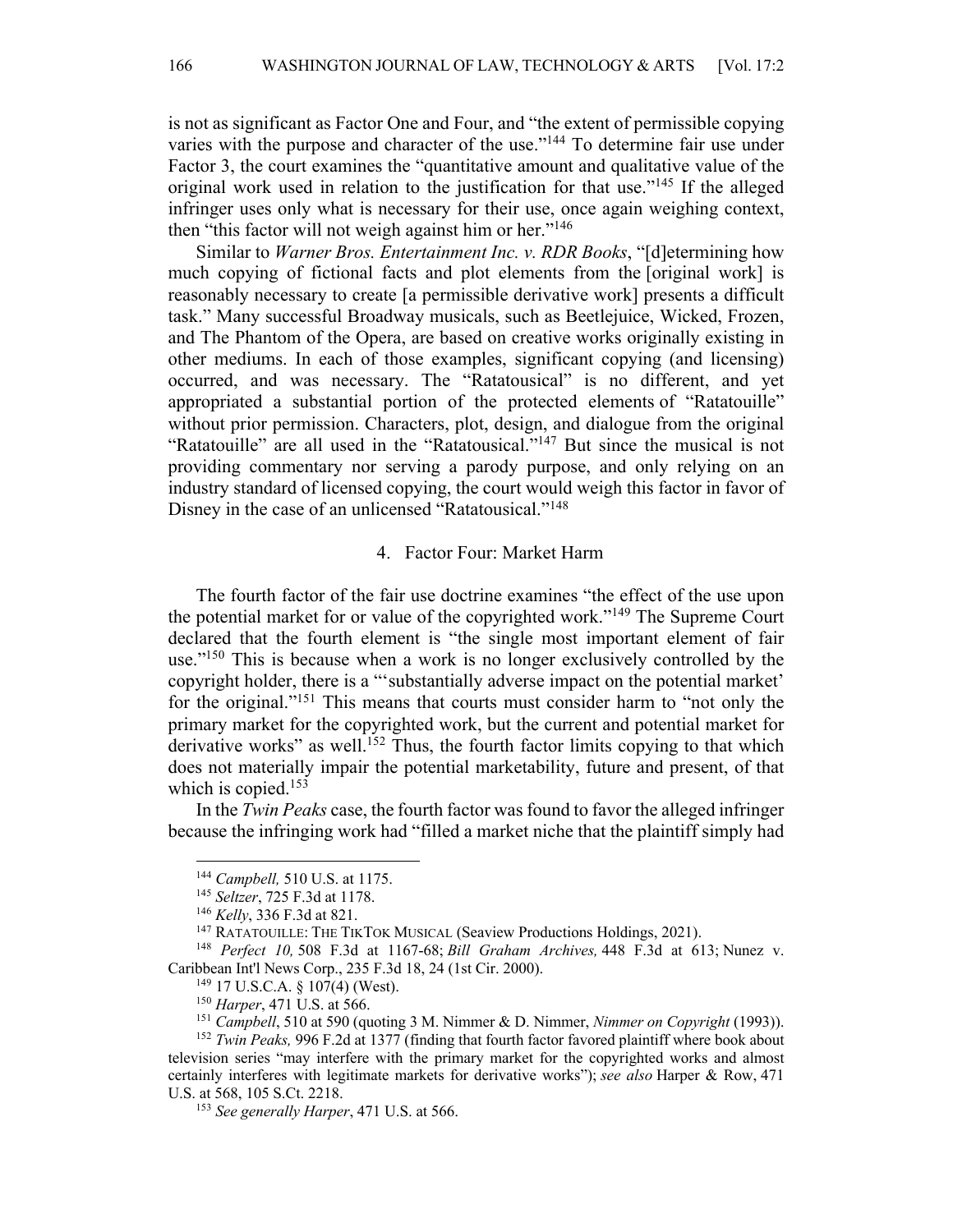is not as significant as Factor One and Four, and "the extent of permissible copying varies with the purpose and character of the use."[144] To determine fair use under Factor 3, the court examines the "quantitative amount and qualitative value of the original work used in relation to the justification for that use."[145] If the alleged infringer uses only what is necessary for their use, once again weighing context, then "this factor will not weigh against him or her."[146]

Similar to *Warner Bros. Entertainment Inc. v. RDR Books*, "[d]etermining how much copying of fictional facts and plot elements from the [original work] is reasonably necessary to create [a permissible derivative work] presents a difficult task." Many successful Broadway musicals, such as Beetlejuice, Wicked, Frozen, and The Phantom of the Opera, are based on creative works originally existing in other mediums. In each of those examples, significant copying (and licensing) occurred, and was necessary. The "Ratatousical" is no different, and yet appropriated a substantial portion of the protected elements of "Ratatouille" without prior permission. Characters, plot, design, and dialogue from the original "Ratatouille" are all used in the "Ratatousical."[147] But since the musical is not providing commentary nor serving a parody purpose, and only relying on an industry standard of licensed copying, the court would weigh this factor in favor of Disney in the case of an unlicensed "Ratatousical."[148]

#### 4. Factor Four: Market Harm

The fourth factor of the fair use doctrine examines "the effect of the use upon the potential market for or value of the copyrighted work."[149] The Supreme Court declared that the fourth element is "the single most important element of fair use."[150] This is because when a work is no longer exclusively controlled by the copyright holder, there is a "'substantially adverse impact on the potential market' for the original."[151] This means that courts must consider harm to "not only the primary market for the copyrighted work, but the current and potential market for derivative works" as well.[152] Thus, the fourth factor limits copying to that which does not materially impair the potential marketability, future and present, of that which is copied.[153]

In the *Twin Peaks* case, the fourth factor was found to favor the alleged infringer because the infringing work had "filled a market niche that the plaintiff simply had

---

[144] *Campbell,* 510 U.S. at 1175.

[145] *Seltzer*, 725 F.3d at 1178.

[146] *Kelly*, 336 F.3d at 821.

[147] RATATOUILLE: THE TIKTOK MUSICAL (Seaview Productions Holdings, 2021).

[148] *Perfect 10,* 508 F.3d at 1167-68; *Bill Graham Archives,* 448 F.3d at 613; Nunez v. Caribbean Int'l News Corp., 235 F.3d 18, 24 (1st Cir. 2000).

[149] 17 U.S.C.A. § 107(4) (West).

[150] *Harper*, 471 U.S. at 566.

[151] *Campbell*, 510 at 590 (quoting 3 M. Nimmer & D. Nimmer, *Nimmer on Copyright* (1993)).

[152] *Twin Peaks,* 996 F.2d at 1377 (finding that fourth factor favored plaintiff where book about television series "may interfere with the primary market for the copyrighted works and almost certainly interferes with legitimate markets for derivative works"); *see also* Harper & Row, 471 U.S. at 568, 105 S.Ct. 2218.

[153] *See generally Harper*, 471 U.S. at 566.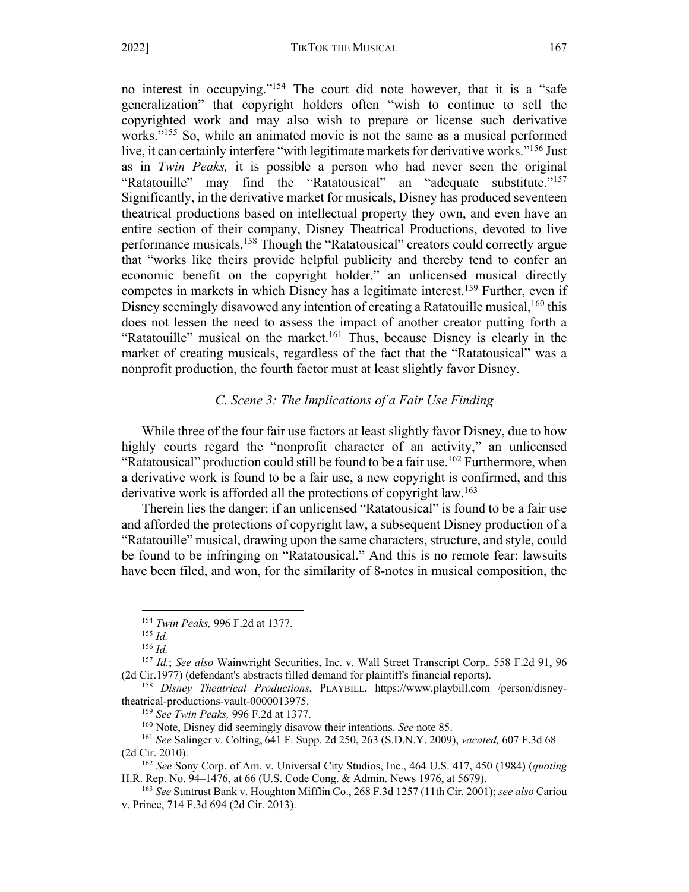no interest in occupying."[154] The court did note however, that it is a "safe generalization" that copyright holders often "wish to continue to sell the copyrighted work and may also wish to prepare or license such derivative works."[155] So, while an animated movie is not the same as a musical performed live, it can certainly interfere "with legitimate markets for derivative works."[156] Just as in *Twin Peaks,* it is possible a person who had never seen the original "Ratatouille" may find the "Ratatousical" an "adequate substitute."[157] Significantly, in the derivative market for musicals, Disney has produced seventeen theatrical productions based on intellectual property they own, and even have an entire section of their company, Disney Theatrical Productions, devoted to live performance musicals.[158] Though the "Ratatousical" creators could correctly argue that "works like theirs provide helpful publicity and thereby tend to confer an economic benefit on the copyright holder," an unlicensed musical directly competes in markets in which Disney has a legitimate interest.[159] Further, even if Disney seemingly disavowed any intention of creating a Ratatouille musical,[160] this does not lessen the need to assess the impact of another creator putting forth a "Ratatouille" musical on the market.[161] Thus, because Disney is clearly in the market of creating musicals, regardless of the fact that the "Ratatousical" was a nonprofit production, the fourth factor must at least slightly favor Disney.

### *C. Scene 3: The Implications of a Fair Use Finding*

While three of the four fair use factors at least slightly favor Disney, due to how highly courts regard the "nonprofit character of an activity," an unlicensed "Ratatousical" production could still be found to be a fair use.[162] Furthermore, when a derivative work is found to be a fair use, a new copyright is confirmed, and this derivative work is afforded all the protections of copyright law.[163]

Therein lies the danger: if an unlicensed "Ratatousical" is found to be a fair use and afforded the protections of copyright law, a subsequent Disney production of a "Ratatouille" musical, drawing upon the same characters, structure, and style, could be found to be infringing on "Ratatousical." And this is no remote fear: lawsuits have been filed, and won, for the similarity of 8-notes in musical composition, the

---

[154] *Twin Peaks,* 996 F.2d at 1377.

[155] *Id.*

[156] *Id.*

[157] *Id.*; *See also* Wainwright Securities, Inc. v. Wall Street Transcript Corp., 558 F.2d 91, 96 (2d Cir.1977) (defendant's abstracts filled demand for plaintiff's financial reports).

[158] *Disney Theatrical Productions*, PLAYBILL, https://www.playbill.com /person/disney-theatrical-productions-vault-0000013975.

[159] *See Twin Peaks,* 996 F.2d at 1377.

[160] Note, Disney did seemingly disavow their intentions. *See* note 85.

[161] *See* Salinger v. Colting, 641 F. Supp. 2d 250, 263 (S.D.N.Y. 2009), *vacated,* 607 F.3d 68 (2d Cir. 2010).

[162] *See* Sony Corp. of Am. v. Universal City Studios, Inc., 464 U.S. 417, 450 (1984) (*quoting* H.R. Rep. No. 94–1476, at 66 (U.S. Code Cong. & Admin. News 1976, at 5679).

[163] *See* Suntrust Bank v. Houghton Mifflin Co., 268 F.3d 1257 (11th Cir. 2001); *see also* Cariou v. Prince, 714 F.3d 694 (2d Cir. 2013).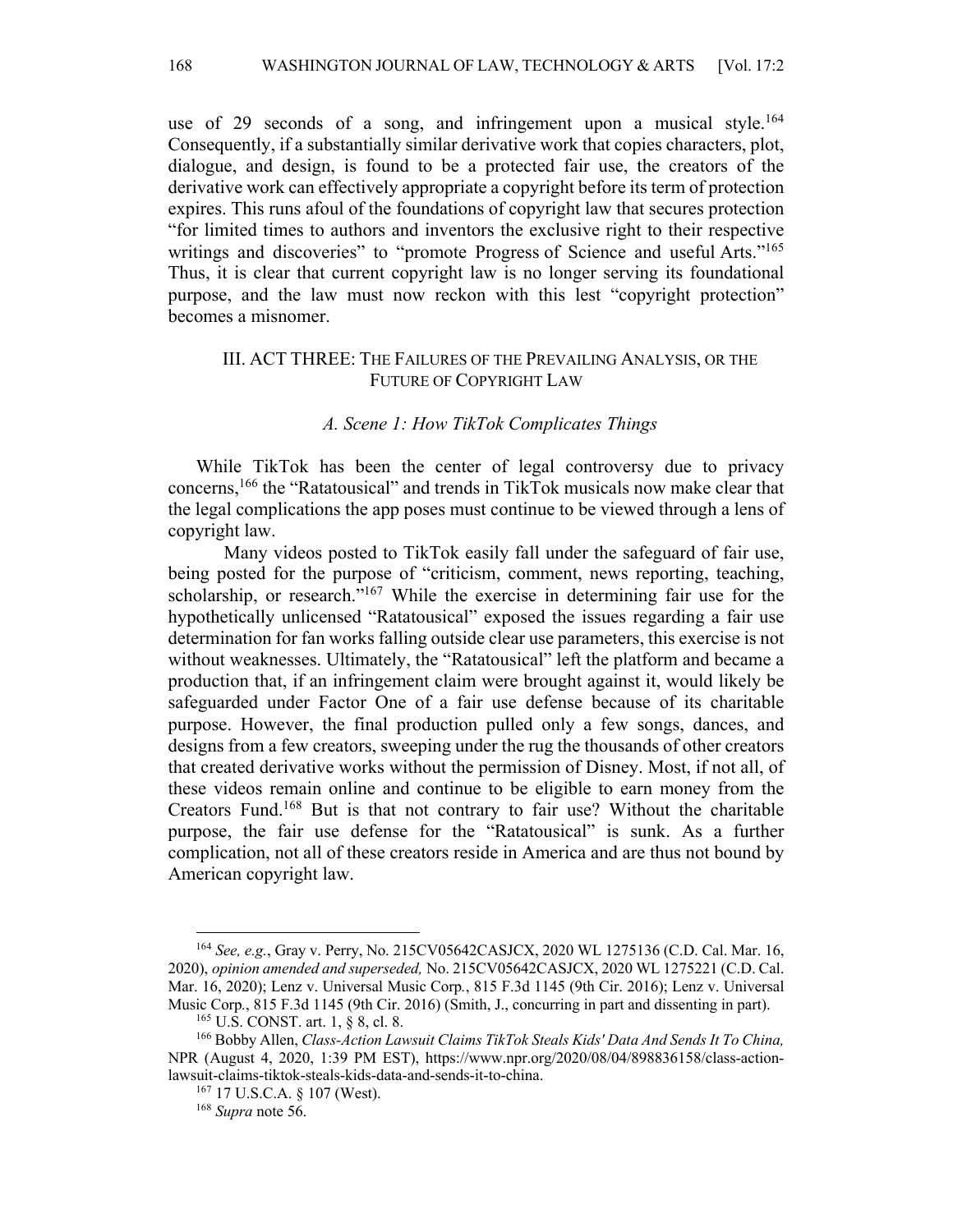use of 29 seconds of a song, and infringement upon a musical style.[164] Consequently, if a substantially similar derivative work that copies characters, plot, dialogue, and design, is found to be a protected fair use, the creators of the derivative work can effectively appropriate a copyright before its term of protection expires. This runs afoul of the foundations of copyright law that secures protection "for limited times to authors and inventors the exclusive right to their respective writings and discoveries" to "promote Progress of Science and useful Arts."[165] Thus, it is clear that current copyright law is no longer serving its foundational purpose, and the law must now reckon with this lest "copyright protection" becomes a misnomer.

## III. ACT THREE: THE FAILURES OF THE PREVAILING ANALYSIS, OR THE FUTURE OF COPYRIGHT LAW

### *A. Scene 1: How TikTok Complicates Things*

While TikTok has been the center of legal controversy due to privacy concerns,[166] the "Ratatousical" and trends in TikTok musicals now make clear that the legal complications the app poses must continue to be viewed through a lens of copyright law.

Many videos posted to TikTok easily fall under the safeguard of fair use, being posted for the purpose of "criticism, comment, news reporting, teaching, scholarship, or research."[167] While the exercise in determining fair use for the hypothetically unlicensed "Ratatousical" exposed the issues regarding a fair use determination for fan works falling outside clear use parameters, this exercise is not without weaknesses. Ultimately, the "Ratatousical" left the platform and became a production that, if an infringement claim were brought against it, would likely be safeguarded under Factor One of a fair use defense because of its charitable purpose. However, the final production pulled only a few songs, dances, and designs from a few creators, sweeping under the rug the thousands of other creators that created derivative works without the permission of Disney. Most, if not all, of these videos remain online and continue to be eligible to earn money from the Creators Fund.[168] But is that not contrary to fair use? Without the charitable purpose, the fair use defense for the "Ratatousical" is sunk. As a further complication, not all of these creators reside in America and are thus not bound by American copyright law.

---

[164] *See, e.g.*, Gray v. Perry, No. 215CV05642CASJCX, 2020 WL 1275136 (C.D. Cal. Mar. 16, 2020), *opinion amended and superseded,* No. 215CV05642CASJCX, 2020 WL 1275221 (C.D. Cal. Mar. 16, 2020); Lenz v. Universal Music Corp*.*, 815 F.3d 1145 (9th Cir. 2016); Lenz v. Universal Music Corp., 815 F.3d 1145 (9th Cir. 2016) (Smith, J., concurring in part and dissenting in part).

[165] U.S. CONST. art. 1, § 8, cl. 8.

[166] Bobby Allen, *Class-Action Lawsuit Claims TikTok Steals Kids' Data And Sends It To China,* NPR (August 4, 2020, 1:39 PM EST), https://www.npr.org/2020/08/04/898836158/class-action-lawsuit-claims-tiktok-steals-kids-data-and-sends-it-to-china.

[167] 17 U.S.C.A. § 107 (West).

[168] *Supra* note 56.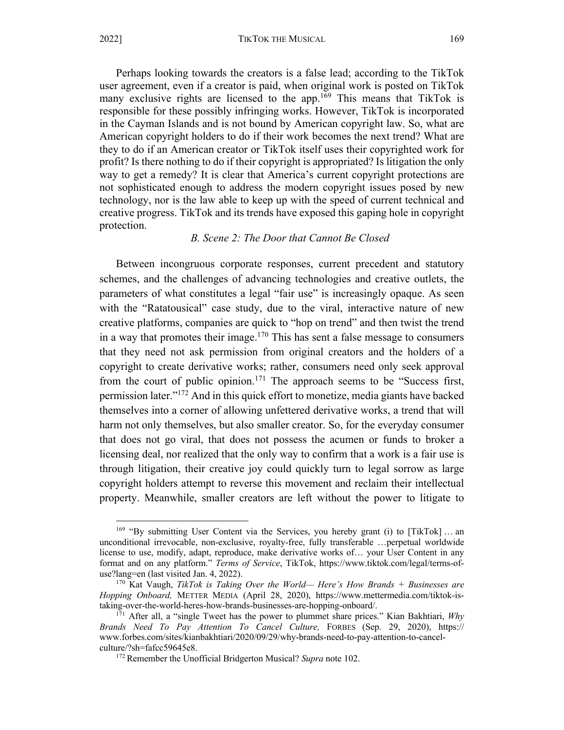Perhaps looking towards the creators is a false lead; according to the TikTok user agreement, even if a creator is paid, when original work is posted on TikTok many exclusive rights are licensed to the app.[169] This means that TikTok is responsible for these possibly infringing works. However, TikTok is incorporated in the Cayman Islands and is not bound by American copyright law. So, what are American copyright holders to do if their work becomes the next trend? What are they to do if an American creator or TikTok itself uses their copyrighted work for profit? Is there nothing to do if their copyright is appropriated? Is litigation the only way to get a remedy? It is clear that America's current copyright protections are not sophisticated enough to address the modern copyright issues posed by new technology, nor is the law able to keep up with the speed of current technical and creative progress. TikTok and its trends have exposed this gaping hole in copyright protection.

### *B. Scene 2: The Door that Cannot Be Closed*

Between incongruous corporate responses, current precedent and statutory schemes, and the challenges of advancing technologies and creative outlets, the parameters of what constitutes a legal "fair use" is increasingly opaque. As seen with the "Ratatousical" case study, due to the viral, interactive nature of new creative platforms, companies are quick to "hop on trend" and then twist the trend in a way that promotes their image.[170] This has sent a false message to consumers that they need not ask permission from original creators and the holders of a copyright to create derivative works; rather, consumers need only seek approval from the court of public opinion.[171] The approach seems to be "Success first, permission later."[172] And in this quick effort to monetize, media giants have backed themselves into a corner of allowing unfettered derivative works, a trend that will harm not only themselves, but also smaller creator. So, for the everyday consumer that does not go viral, that does not possess the acumen or funds to broker a licensing deal, nor realized that the only way to confirm that a work is a fair use is through litigation, their creative joy could quickly turn to legal sorrow as large copyright holders attempt to reverse this movement and reclaim their intellectual property. Meanwhile, smaller creators are left without the power to litigate to

---

[169] "By submitting User Content via the Services, you hereby grant (i) to [TikTok] … an unconditional irrevocable, non-exclusive, royalty-free, fully transferable …perpetual worldwide license to use, modify, adapt, reproduce, make derivative works of… your User Content in any format and on any platform." *Terms of Service*, TikTok, https://www.tiktok.com/legal/terms-of-use?lang=en (last visited Jan. 4, 2022).

[170] Kat Vaugh, *TikTok is Taking Over the World— Here's How Brands + Businesses are Hopping Onboard,* METTER MEDIA (April 28, 2020), https://www.mettermedia.com/tiktok-is-taking-over-the-world-heres-how-brands-businesses-are-hopping-onboard/.

[171] After all, a "single Tweet has the power to plummet share prices." Kian Bakhtiari, *Why Brands Need To Pay Attention To Cancel Culture,* FORBES (Sep. 29, 2020), https://www.forbes.com/sites/kianbakhtiari/2020/09/29/why-brands-need-to-pay-attention-to-cancel-culture/?sh=fafcc59645e8.

[172] Remember the Unofficial Bridgerton Musical? *Supra* note 102.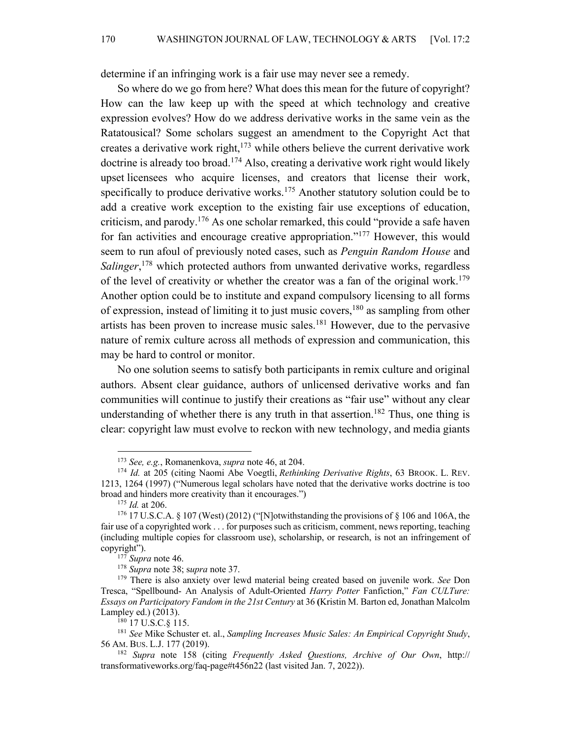determine if an infringing work is a fair use may never see a remedy.

So where do we go from here? What does this mean for the future of copyright? How can the law keep up with the speed at which technology and creative expression evolves? How do we address derivative works in the same vein as the Ratatousical? Some scholars suggest an amendment to the Copyright Act that creates a derivative work right,[173] while others believe the current derivative work doctrine is already too broad.[174] Also, creating a derivative work right would likely upset licensees who acquire licenses, and creators that license their work, specifically to produce derivative works.[175] Another statutory solution could be to add a creative work exception to the existing fair use exceptions of education, criticism, and parody.[176] As one scholar remarked, this could "provide a safe haven for fan activities and encourage creative appropriation."[177] However, this would seem to run afoul of previously noted cases, such as *Penguin Random House* and *Salinger*,[178] which protected authors from unwanted derivative works, regardless of the level of creativity or whether the creator was a fan of the original work.[179] Another option could be to institute and expand compulsory licensing to all forms of expression, instead of limiting it to just music covers,[180] as sampling from other artists has been proven to increase music sales.[181] However, due to the pervasive nature of remix culture across all methods of expression and communication, this may be hard to control or monitor.

No one solution seems to satisfy both participants in remix culture and original authors. Absent clear guidance, authors of unlicensed derivative works and fan communities will continue to justify their creations as "fair use" without any clear understanding of whether there is any truth in that assertion.[182] Thus, one thing is clear: copyright law must evolve to reckon with new technology, and media giants

---

[173] *See, e.g.*, Romanenkova, *supra* note 46, at 204.

[174] *Id.* at 205 (citing Naomi Abe Voegtli, *Rethinking Derivative Rights*, 63 BROOK. L. REV. 1213, 1264 (1997) ("Numerous legal scholars have noted that the derivative works doctrine is too broad and hinders more creativity than it encourages.")

[175] *Id.* at 206.

[176] 17 U.S.C.A. § 107 (West) (2012) ("[N]otwithstanding the provisions of § 106 and 106A, the fair use of a copyrighted work . . . for purposes such as criticism, comment, news reporting, teaching (including multiple copies for classroom use), scholarship, or research, is not an infringement of copyright").

[177] *Supra* note 46.

[178] *Supra* note 38; s*upra* note 37.

[179] There is also anxiety over lewd material being created based on juvenile work. *See* Don Tresca, "Spellbound- An Analysis of Adult-Oriented *Harry Potter* Fanfiction," *Fan CULTure: Essays on Participatory Fandom in the 21st Century* at 36 (Kristin M. Barton ed, Jonathan Malcolm Lampley ed.) (2013).

[180] 17 U.S.C.§ 115.

[181] *See* Mike Schuster et. al., *Sampling Increases Music Sales: An Empirical Copyright Study*, 56 AM. BUS. L.J. 177 (2019).

[182] *Supra* note 158 (citing *Frequently Asked Questions, Archive of Our Own*, http:// transformativeworks.org/faq-page#t456n22 (last visited Jan. 7, 2022)).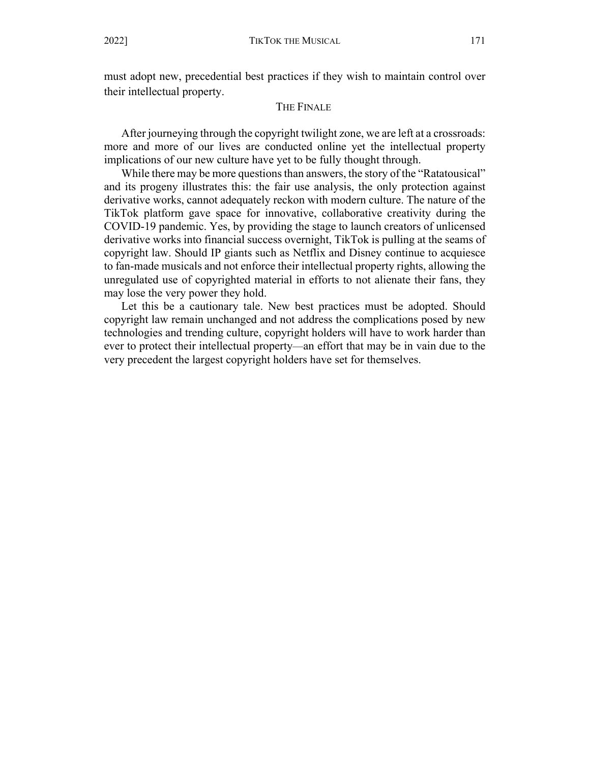must adopt new, precedential best practices if they wish to maintain control over their intellectual property.

## THE FINALE

After journeying through the copyright twilight zone, we are left at a crossroads: more and more of our lives are conducted online yet the intellectual property implications of our new culture have yet to be fully thought through.

While there may be more questions than answers, the story of the "Ratatousical" and its progeny illustrates this: the fair use analysis, the only protection against derivative works, cannot adequately reckon with modern culture. The nature of the TikTok platform gave space for innovative, collaborative creativity during the COVID-19 pandemic. Yes, by providing the stage to launch creators of unlicensed derivative works into financial success overnight, TikTok is pulling at the seams of copyright law. Should IP giants such as Netflix and Disney continue to acquiesce to fan-made musicals and not enforce their intellectual property rights, allowing the unregulated use of copyrighted material in efforts to not alienate their fans, they may lose the very power they hold.

Let this be a cautionary tale. New best practices must be adopted. Should copyright law remain unchanged and not address the complications posed by new technologies and trending culture, copyright holders will have to work harder than ever to protect their intellectual property—an effort that may be in vain due to the very precedent the largest copyright holders have set for themselves.